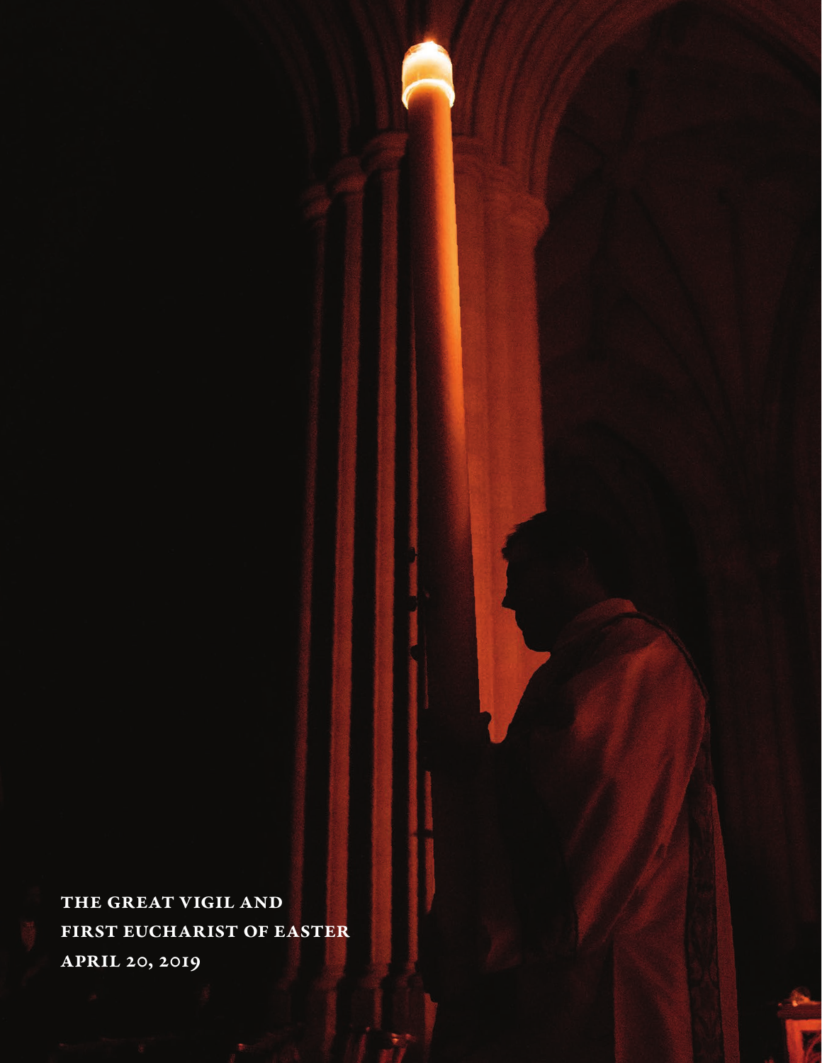# THE GREAT VIGIL AND FIRST EUCHARIST OF EASTER

APRIL 20, 2019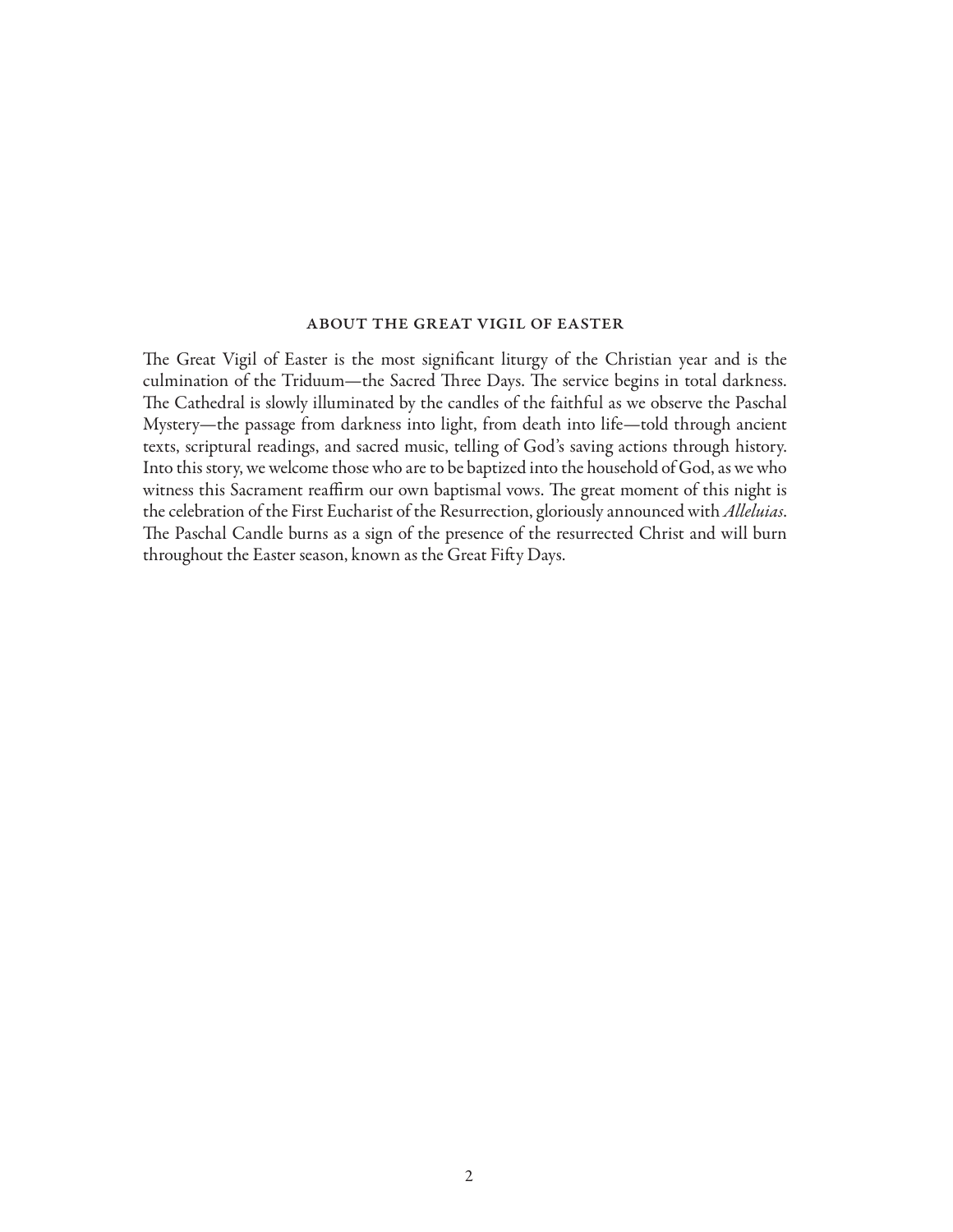## About the Great Vigil of Easter

The Great Vigil of Easter is the most significant liturgy of the Christian year and is the culmination of the Triduum—the Sacred Three Days. The service begins in total darkness. The Cathedral is slowly illuminated by the candles of the faithful as we observe the Paschal Mystery—the passage from darkness into light, from death into life—told through ancient texts, scriptural readings, and sacred music, telling of God's saving actions through history. Into this story, we welcome those who are to be baptized into the household of God, as we who witness this Sacrament reaffirm our own baptismal vows. The great moment of this night is the celebration of the First Eucharist of the Resurrection, gloriously announced with *Alleluias*. The Paschal Candle burns as a sign of the presence of the resurrected Christ and will burn throughout the Easter season, known as the Great Fifty Days.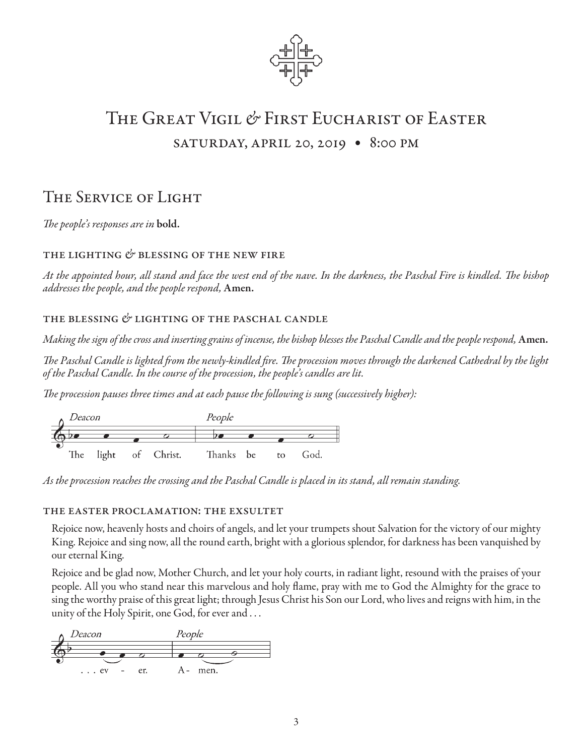# The Great Vigil & First Eucharist of Easter

## saturday, april 20, 2019 • 8:00 pm

## The Service of Light

*The people's responses are in* **bold.**

### the lighting & blessing of the new fire

*At the appointed hour, all stand and face the west end of the nave. In the darkness, the Paschal Fire is kindled. The bishop addresses the people, and the people respond,* **Amen.**

### the blessing & lighting of the paschal candle

*Making the sign of the cross and inserting grains of incense, the bishop blesses the Paschal Candle and the people respond,* **Amen.**

*The Paschal Candle is lighted from the newly-kindled fire. The procession moves through the darkened Cathedral by the light of the Paschal Candle. In the course of the procession, the people's candles are lit.*

*The procession pauses three times and at each pause the following is sung (successively higher):*

*Deacon* The light of Christ. *People* **Thanks be to God.**

*As the procession reaches the crossing and the Paschal Candle is placed in its stand, all remain standing.*

### the easter proclamation: the exsultet

Rejoice now, heavenly hosts and choirs of angels, and let your trumpets shout Salvation for the victory of our mighty King. Rejoice and sing now, all the round earth, bright with a glorious splendor, for darkness has been vanquished by our eternal King.

Rejoice and be glad now, Mother Church, and let your holy courts, in radiant light, resound with the praises of your people. All you who stand near this marvelous and holy flame, pray with me to God the Almighty for the grace to sing the worthy praise of this great light; through Jesus Christ his Son our Lord, who lives and reigns with him, in the unity of the Holy Spirit, one God, for ever and . . .

*Deacon* . . . ev - er. *People* **A - men.**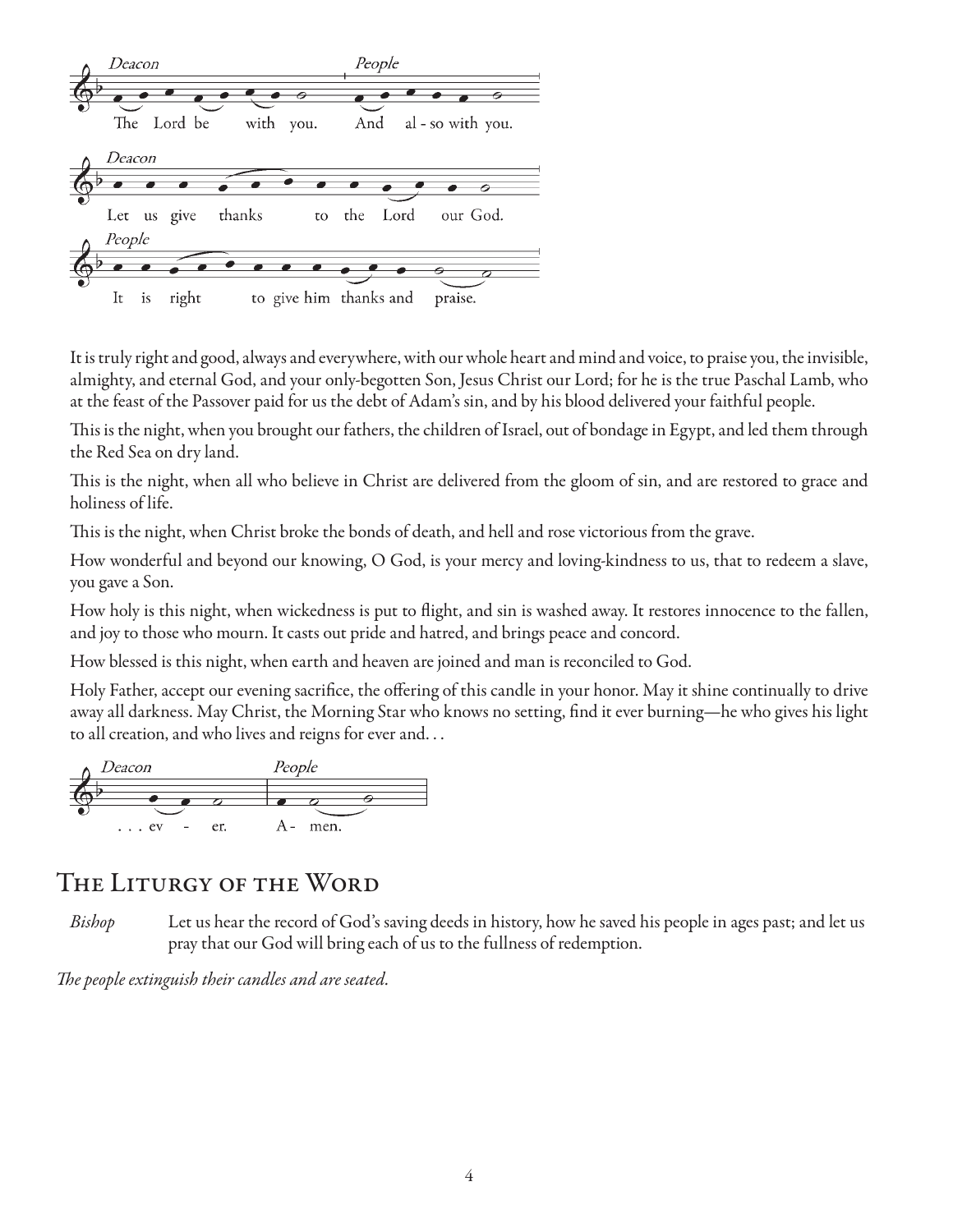*Deacon* The Lord be with you. *People* And al - so with you.

*Deacon* Let us give thanks to the Lord our God.

*People* It is right to give him thanks and praise.

It is truly right and good, always and everywhere, with our whole heart and mind and voice, to praise you, the invisible, almighty, and eternal God, and your only-begotten Son, Jesus Christ our Lord; for he is the true Paschal Lamb, who at the feast of the Passover paid for us the debt of Adam's sin, and by his blood delivered your faithful people.

This is the night, when you brought our fathers, the children of Israel, out of bondage in Egypt, and led them through the Red Sea on dry land.

This is the night, when all who believe in Christ are delivered from the gloom of sin, and are restored to grace and holiness of life.

This is the night, when Christ broke the bonds of death, and hell and rose victorious from the grave.

How wonderful and beyond our knowing, O God, is your mercy and loving-kindness to us, that to redeem a slave, you gave a Son.

How holy is this night, when wickedness is put to flight, and sin is washed away. It restores innocence to the fallen, and joy to those who mourn. It casts out pride and hatred, and brings peace and concord.

How blessed is this night, when earth and heaven are joined and man is reconciled to God.

Holy Father, accept our evening sacrifice, the offering of this candle in your honor. May it shine continually to drive away all darkness. May Christ, the Morning Star who knows no setting, find it ever burning—he who gives his light to all creation, and who lives and reigns for ever and. . .

*Deacon* . . . ev - er. *People* A- men.

## The Liturgy of the Word

*Bishop* Let us hear the record of God's saving deeds in history, how he saved his people in ages past; and let us pray that our God will bring each of us to the fullness of redemption.

*The people extinguish their candles and are seated.*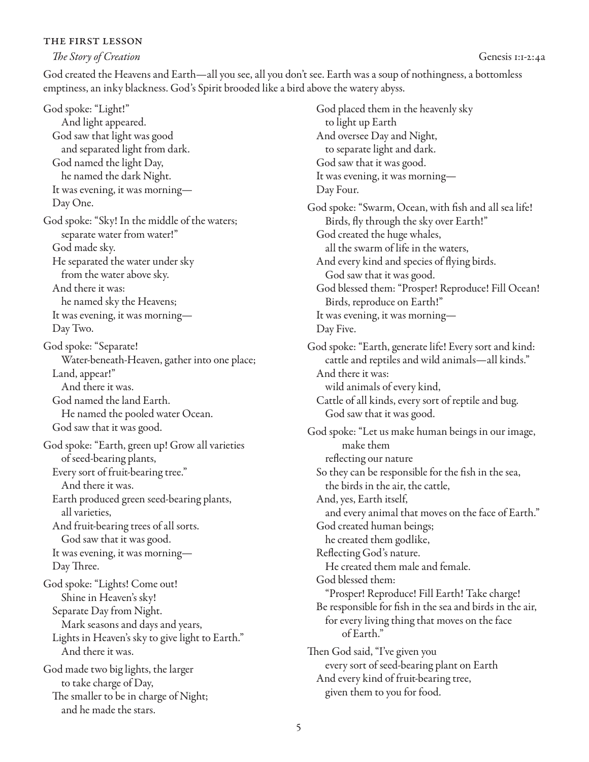### THE FIRST LESSON

*The Story of Creation* Genesis 1:1-2:4a

God created the Heavens and Earth—all you see, all you don't see. Earth was a soup of nothingness, a bottomless emptiness, an inky blackness. God's Spirit brooded like a bird above the watery abyss.

God spoke: "Light!"
And light appeared.
God saw that light was good
and separated light from dark.
God named the light Day,
he named the dark Night.
It was evening, it was morning—
Day One.

God spoke: "Sky! In the middle of the waters;
separate water from water!"
God made sky.
He separated the water under sky
from the water above sky.
And there it was:
he named sky the Heavens;
It was evening, it was morning—
Day Two.

God spoke: "Separate!
Water-beneath-Heaven, gather into one place;
Land, appear!"
And there it was.
God named the land Earth.
He named the pooled water Ocean.
God saw that it was good.

God spoke: "Earth, green up! Grow all varieties
of seed-bearing plants,
Every sort of fruit-bearing tree."
And there it was.
Earth produced green seed-bearing plants,
all varieties,
And fruit-bearing trees of all sorts.
God saw that it was good.
It was evening, it was morning—
Day Three.

God spoke: "Lights! Come out!
Shine in Heaven's sky!
Separate Day from Night.
Mark seasons and days and years,
Lights in Heaven's sky to give light to Earth."
And there it was.

God made two big lights, the larger
to take charge of Day,
The smaller to be in charge of Night;
and he made the stars.
God placed them in the heavenly sky
to light up Earth
And oversee Day and Night,
to separate light and dark.
God saw that it was good.
It was evening, it was morning—
Day Four.

God spoke: "Swarm, Ocean, with fish and all sea life!
Birds, fly through the sky over Earth!"
God created the huge whales,
all the swarm of life in the waters,
And every kind and species of flying birds.
God saw that it was good.
God blessed them: "Prosper! Reproduce! Fill Ocean!
Birds, reproduce on Earth!"
It was evening, it was morning—
Day Five.

God spoke: "Earth, generate life! Every sort and kind:
cattle and reptiles and wild animals—all kinds."
And there it was:
wild animals of every kind,
Cattle of all kinds, every sort of reptile and bug.
God saw that it was good.

God spoke: "Let us make human beings in our image,
make them
reflecting our nature
So they can be responsible for the fish in the sea,
the birds in the air, the cattle,
And, yes, Earth itself,
and every animal that moves on the face of Earth."
God created human beings;
he created them godlike,
Reflecting God's nature.
He created them male and female.
God blessed them:
"Prosper! Reproduce! Fill Earth! Take charge!
Be responsible for fish in the sea and birds in the air,
for every living thing that moves on the face
of Earth."

Then God said, "I've given you
every sort of seed-bearing plant on Earth
And every kind of fruit-bearing tree,
given them to you for food.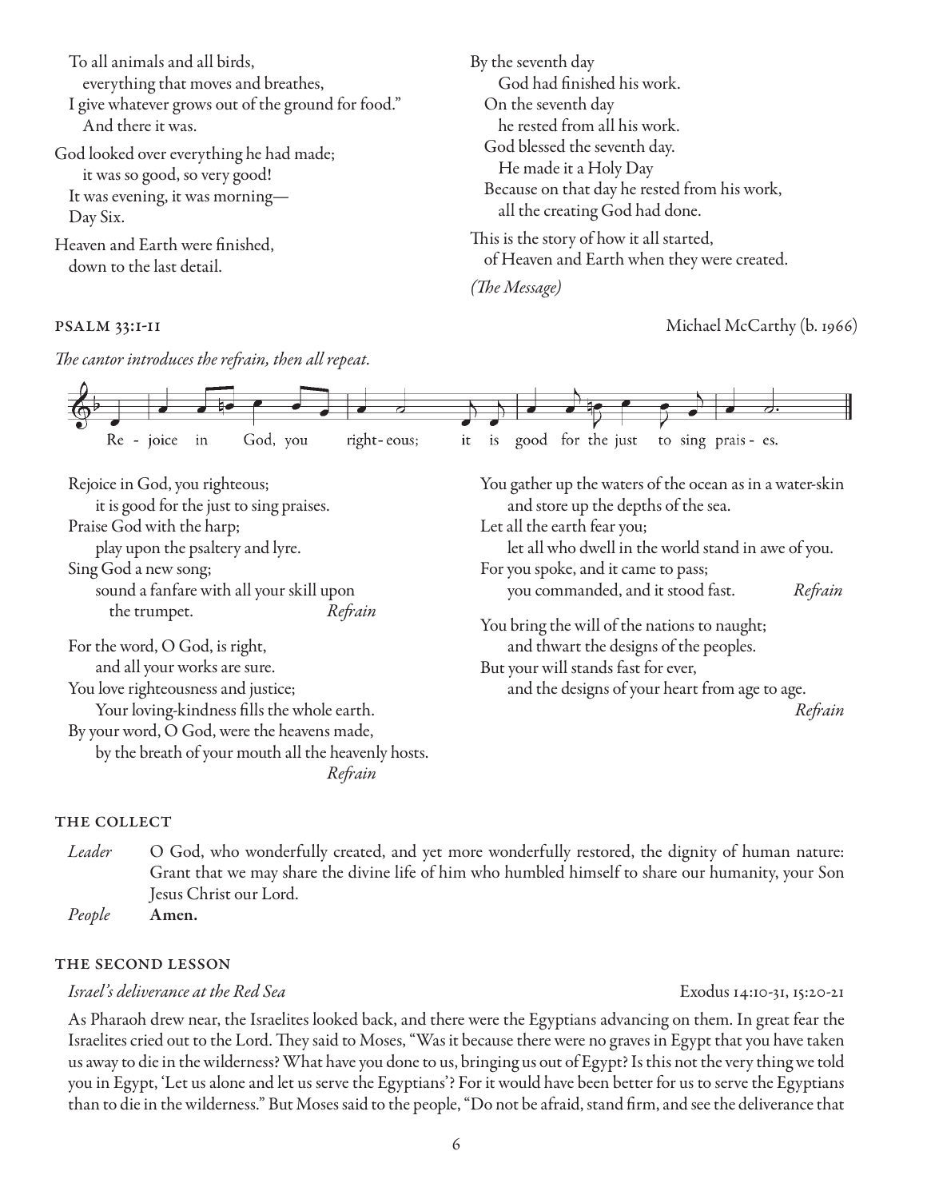To all animals and all birds,
everything that moves and breathes,
I give whatever grows out of the ground for food."
And there it was.

God looked over everything he had made;
it was so good, so very good!
It was evening, it was morning—
Day Six.

Heaven and Earth were finished,
down to the last detail.

By the seventh day
God had finished his work.
On the seventh day
he rested from all his work.
God blessed the seventh day.
He made it a Holy Day
Because on that day he rested from his work,
all the creating God had done.

This is the story of how it all started,
of Heaven and Earth when they were created.

*(The Message)*

## PSALM 33:1-11

Michael McCarthy (b. 1966)

*The cantor introduces the refrain, then all repeat.*

Re - joice in God, you right- eous; it is good for the just to sing prais - es.

Rejoice in God, you righteous;
it is good for the just to sing praises.
Praise God with the harp;
play upon the psaltery and lyre.
Sing God a new song;
sound a fanfare with all your skill upon
the trumpet. *Refrain*

For the word, O God, is right,
and all your works are sure.
You love righteousness and justice;
Your loving-kindness fills the whole earth.
By your word, O God, were the heavens made,
by the breath of your mouth all the heavenly hosts.
*Refrain*

You gather up the waters of the ocean as in a water-skin
and store up the depths of the sea.
Let all the earth fear you;
let all who dwell in the world stand in awe of you.
For you spoke, and it came to pass;
you commanded, and it stood fast. *Refrain*

You bring the will of the nations to naught;
and thwart the designs of the peoples.
But your will stands fast for ever,
and the designs of your heart from age to age.
*Refrain*

## THE COLLECT

*Leader* O God, who wonderfully created, and yet more wonderfully restored, the dignity of human nature: Grant that we may share the divine life of him who humbled himself to share our humanity, your Son Jesus Christ our Lord.

*People* **Amen.**

## THE SECOND LESSON

*Israel's deliverance at the Red Sea* Exodus 14:10-31, 15:20-21

As Pharaoh drew near, the Israelites looked back, and there were the Egyptians advancing on them. In great fear the Israelites cried out to the Lord. They said to Moses, "Was it because there were no graves in Egypt that you have taken us away to die in the wilderness? What have you done to us, bringing us out of Egypt? Is this not the very thing we told you in Egypt, 'Let us alone and let us serve the Egyptians'? For it would have been better for us to serve the Egyptians than to die in the wilderness." But Moses said to the people, "Do not be afraid, stand firm, and see the deliverance that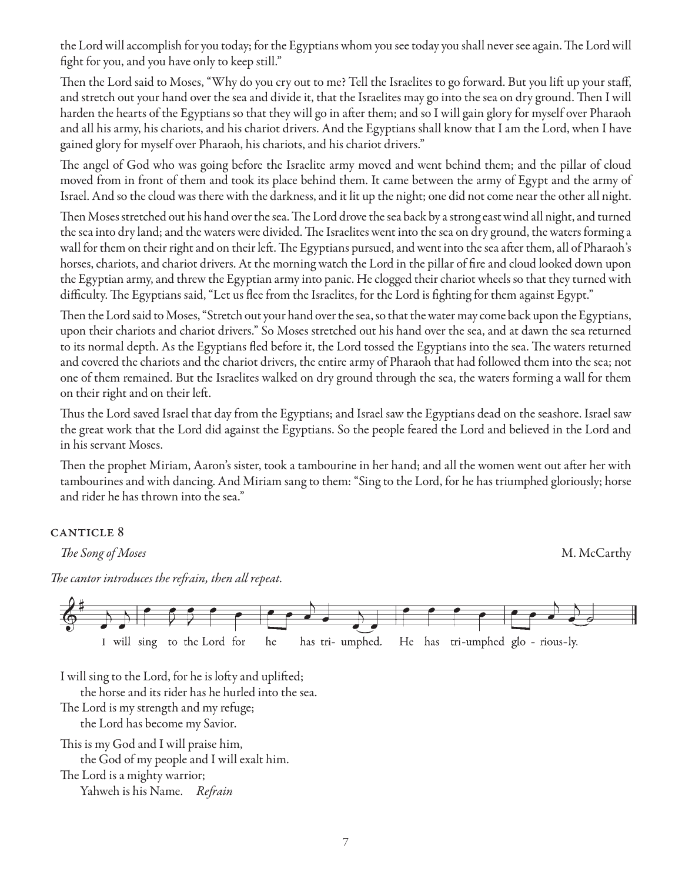the Lord will accomplish for you today; for the Egyptians whom you see today you shall never see again. The Lord will fight for you, and you have only to keep still."

Then the Lord said to Moses, "Why do you cry out to me? Tell the Israelites to go forward. But you lift up your staff, and stretch out your hand over the sea and divide it, that the Israelites may go into the sea on dry ground. Then I will harden the hearts of the Egyptians so that they will go in after them; and so I will gain glory for myself over Pharaoh and all his army, his chariots, and his chariot drivers. And the Egyptians shall know that I am the Lord, when I have gained glory for myself over Pharaoh, his chariots, and his chariot drivers."

The angel of God who was going before the Israelite army moved and went behind them; and the pillar of cloud moved from in front of them and took its place behind them. It came between the army of Egypt and the army of Israel. And so the cloud was there with the darkness, and it lit up the night; one did not come near the other all night.

Then Moses stretched out his hand over the sea. The Lord drove the sea back by a strong east wind all night, and turned the sea into dry land; and the waters were divided. The Israelites went into the sea on dry ground, the waters forming a wall for them on their right and on their left. The Egyptians pursued, and went into the sea after them, all of Pharaoh's horses, chariots, and chariot drivers. At the morning watch the Lord in the pillar of fire and cloud looked down upon the Egyptian army, and threw the Egyptian army into panic. He clogged their chariot wheels so that they turned with difficulty. The Egyptians said, "Let us flee from the Israelites, for the Lord is fighting for them against Egypt."

Then the Lord said to Moses, "Stretch out your hand over the sea, so that the water may come back upon the Egyptians, upon their chariots and chariot drivers." So Moses stretched out his hand over the sea, and at dawn the sea returned to its normal depth. As the Egyptians fled before it, the Lord tossed the Egyptians into the sea. The waters returned and covered the chariots and the chariot drivers, the entire army of Pharaoh that had followed them into the sea; not one of them remained. But the Israelites walked on dry ground through the sea, the waters forming a wall for them on their right and on their left.

Thus the Lord saved Israel that day from the Egyptians; and Israel saw the Egyptians dead on the seashore. Israel saw the great work that the Lord did against the Egyptians. So the people feared the Lord and believed in the Lord and in his servant Moses.

Then the prophet Miriam, Aaron's sister, took a tambourine in her hand; and all the women went out after her with tambourines and with dancing. And Miriam sang to them: "Sing to the Lord, for he has triumphed gloriously; horse and rider he has thrown into the sea."

## CANTICLE 8

*The Song of Moses* — M. McCarthy

*The cantor introduces the refrain, then all repeat.*

I will sing to the Lord for he has tri- umphed. He has tri-umphed glo - rious-ly.

I will sing to the Lord, for he is lofty and uplifted;
 the horse and its rider has he hurled into the sea.
The Lord is my strength and my refuge;
 the Lord has become my Savior.

This is my God and I will praise him,
 the God of my people and I will exalt him.
The Lord is a mighty warrior;
 Yahweh is his Name. *Refrain*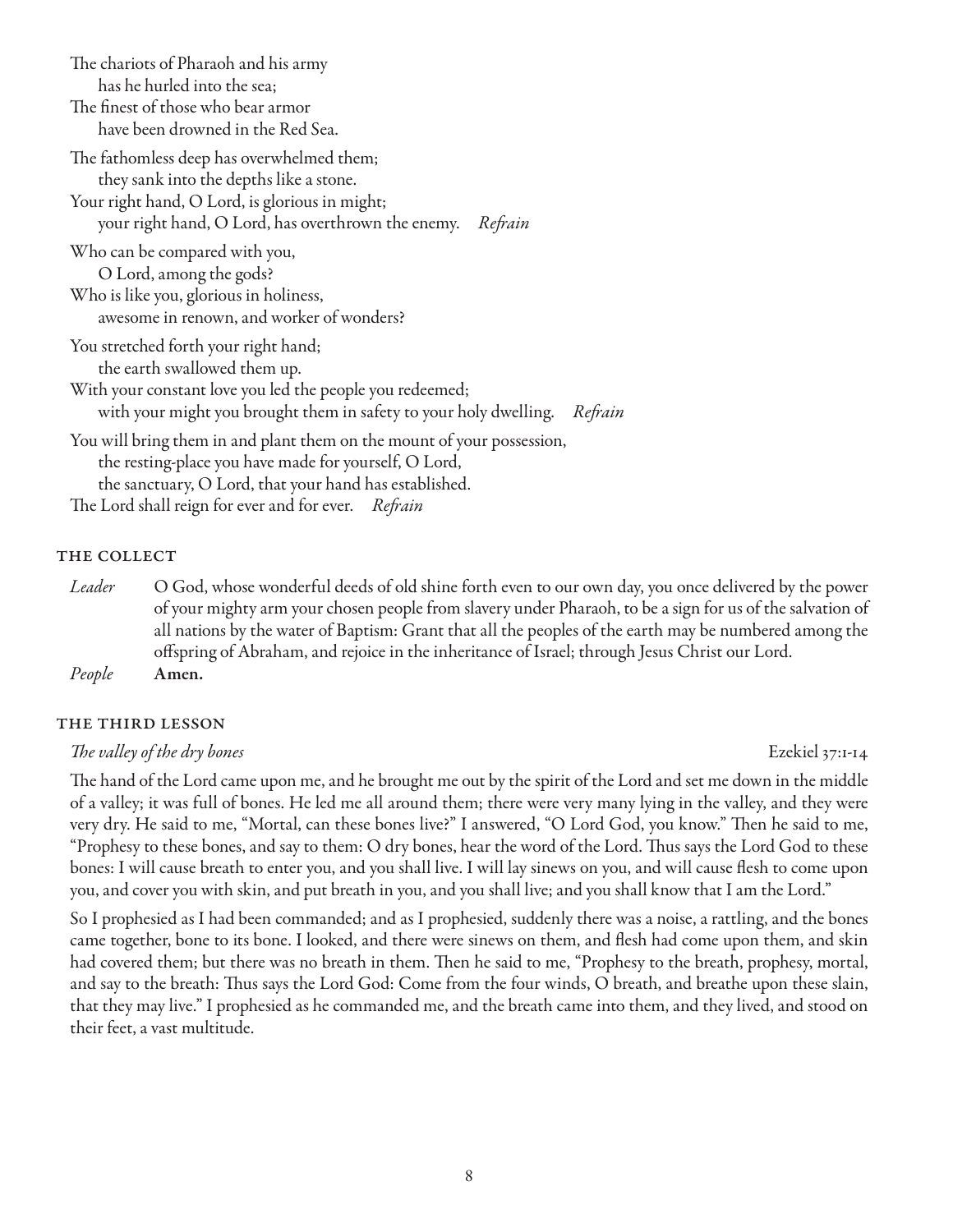The chariots of Pharaoh and his army
    has he hurled into the sea;
The finest of those who bear armor
    have been drowned in the Red Sea.

The fathomless deep has overwhelmed them;
    they sank into the depths like a stone.
Your right hand, O Lord, is glorious in might;
    your right hand, O Lord, has overthrown the enemy. *Refrain*

Who can be compared with you,
    O Lord, among the gods?
Who is like you, glorious in holiness,
    awesome in renown, and worker of wonders?

You stretched forth your right hand;
    the earth swallowed them up.
With your constant love you led the people you redeemed;
    with your might you brought them in safety to your holy dwelling. *Refrain*

You will bring them in and plant them on the mount of your possession,
    the resting-place you have made for yourself, O Lord,
    the sanctuary, O Lord, that your hand has established.
The Lord shall reign for ever and for ever. *Refrain*

## The Collect

*Leader* O God, whose wonderful deeds of old shine forth even to our own day, you once delivered by the power of your mighty arm your chosen people from slavery under Pharaoh, to be a sign for us of the salvation of all nations by the water of Baptism: Grant that all the peoples of the earth may be numbered among the offspring of Abraham, and rejoice in the inheritance of Israel; through Jesus Christ our Lord.

*People* **Amen.**

## The Third Lesson

*The valley of the dry bones* Ezekiel 37:1-14

The hand of the Lord came upon me, and he brought me out by the spirit of the Lord and set me down in the middle of a valley; it was full of bones. He led me all around them; there were very many lying in the valley, and they were very dry. He said to me, "Mortal, can these bones live?" I answered, "O Lord God, you know." Then he said to me, "Prophesy to these bones, and say to them: O dry bones, hear the word of the Lord. Thus says the Lord God to these bones: I will cause breath to enter you, and you shall live. I will lay sinews on you, and will cause flesh to come upon you, and cover you with skin, and put breath in you, and you shall live; and you shall know that I am the Lord."

So I prophesied as I had been commanded; and as I prophesied, suddenly there was a noise, a rattling, and the bones came together, bone to its bone. I looked, and there were sinews on them, and flesh had come upon them, and skin had covered them; but there was no breath in them. Then he said to me, "Prophesy to the breath, prophesy, mortal, and say to the breath: Thus says the Lord God: Come from the four winds, O breath, and breathe upon these slain, that they may live." I prophesied as he commanded me, and the breath came into them, and they lived, and stood on their feet, a vast multitude.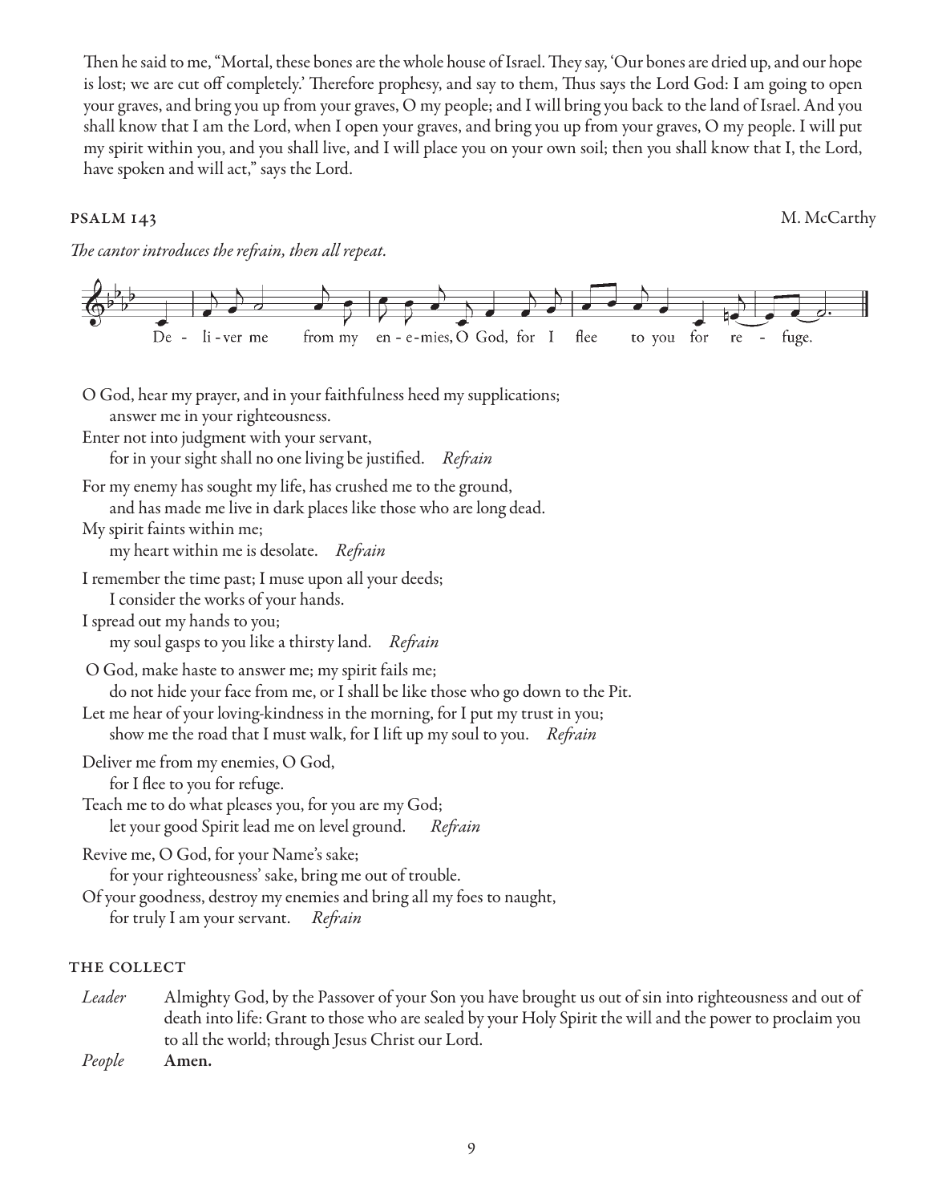Then he said to me, "Mortal, these bones are the whole house of Israel. They say, 'Our bones are dried up, and our hope is lost; we are cut off completely.' Therefore prophesy, and say to them, Thus says the Lord God: I am going to open your graves, and bring you up from your graves, O my people; and I will bring you back to the land of Israel. And you shall know that I am the Lord, when I open your graves, and bring you up from your graves, O my people. I will put my spirit within you, and you shall live, and I will place you on your own soil; then you shall know that I, the Lord, have spoken and will act," says the Lord.

## PSALM 143

M. McCarthy

*The cantor introduces the refrain, then all repeat.*

De - li - ver me from my en - e - mies, O God, for I flee to you for re - fuge.

O God, hear my prayer, and in your faithfulness heed my supplications;
  answer me in your righteousness.
Enter not into judgment with your servant,
  for in your sight shall no one living be justified. *Refrain*

For my enemy has sought my life, has crushed me to the ground,
  and has made me live in dark places like those who are long dead.
My spirit faints within me;
  my heart within me is desolate. *Refrain*

I remember the time past; I muse upon all your deeds;
  I consider the works of your hands.
I spread out my hands to you;
  my soul gasps to you like a thirsty land. *Refrain*

O God, make haste to answer me; my spirit fails me;
  do not hide your face from me, or I shall be like those who go down to the Pit.
Let me hear of your loving-kindness in the morning, for I put my trust in you;
  show me the road that I must walk, for I lift up my soul to you. *Refrain*

Deliver me from my enemies, O God,
  for I flee to you for refuge.
Teach me to do what pleases you, for you are my God;
  let your good Spirit lead me on level ground. *Refrain*

Revive me, O God, for your Name's sake;
  for your righteousness' sake, bring me out of trouble.
Of your goodness, destroy my enemies and bring all my foes to naught,
  for truly I am your servant. *Refrain*

## THE COLLECT

*Leader* Almighty God, by the Passover of your Son you have brought us out of sin into righteousness and out of death into life: Grant to those who are sealed by your Holy Spirit the will and the power to proclaim you to all the world; through Jesus Christ our Lord.

*People* **Amen.**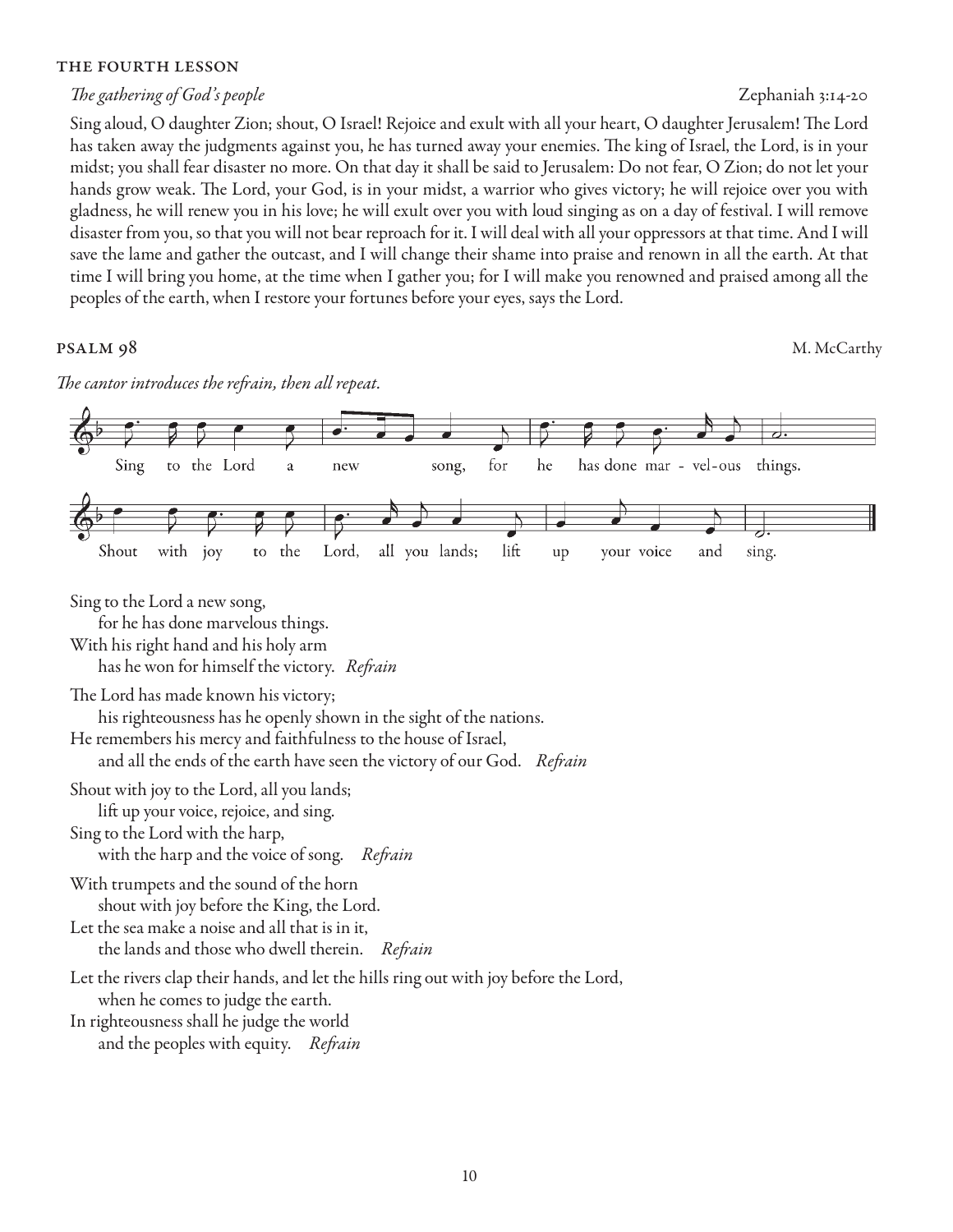## THE FOURTH LESSON

*The gathering of God's people* Zephaniah 3:14-20

Sing aloud, O daughter Zion; shout, O Israel! Rejoice and exult with all your heart, O daughter Jerusalem! The Lord has taken away the judgments against you, he has turned away your enemies. The king of Israel, the Lord, is in your midst; you shall fear disaster no more. On that day it shall be said to Jerusalem: Do not fear, O Zion; do not let your hands grow weak. The Lord, your God, is in your midst, a warrior who gives victory; he will rejoice over you with gladness, he will renew you in his love; he will exult over you with loud singing as on a day of festival. I will remove disaster from you, so that you will not bear reproach for it. I will deal with all your oppressors at that time. And I will save the lame and gather the outcast, and I will change their shame into praise and renown in all the earth. At that time I will bring you home, at the time when I gather you; for I will make you renowned and praised among all the peoples of the earth, when I restore your fortunes before your eyes, says the Lord.

## PSALM 98

M. McCarthy

*The cantor introduces the refrain, then all repeat.*

Sing to the Lord a new song, for he has done mar - vel-ous things.
Shout with joy to the Lord, all you lands; lift up your voice and sing.

Sing to the Lord a new song,
for he has done marvelous things.
With his right hand and his holy arm
has he won for himself the victory. *Refrain*

The Lord has made known his victory;
his righteousness has he openly shown in the sight of the nations.
He remembers his mercy and faithfulness to the house of Israel,
and all the ends of the earth have seen the victory of our God. *Refrain*

Shout with joy to the Lord, all you lands;
lift up your voice, rejoice, and sing.
Sing to the Lord with the harp,
with the harp and the voice of song. *Refrain*

With trumpets and the sound of the horn
shout with joy before the King, the Lord.
Let the sea make a noise and all that is in it,
the lands and those who dwell therein. *Refrain*

Let the rivers clap their hands, and let the hills ring out with joy before the Lord,
when he comes to judge the earth.
In righteousness shall he judge the world
and the peoples with equity. *Refrain*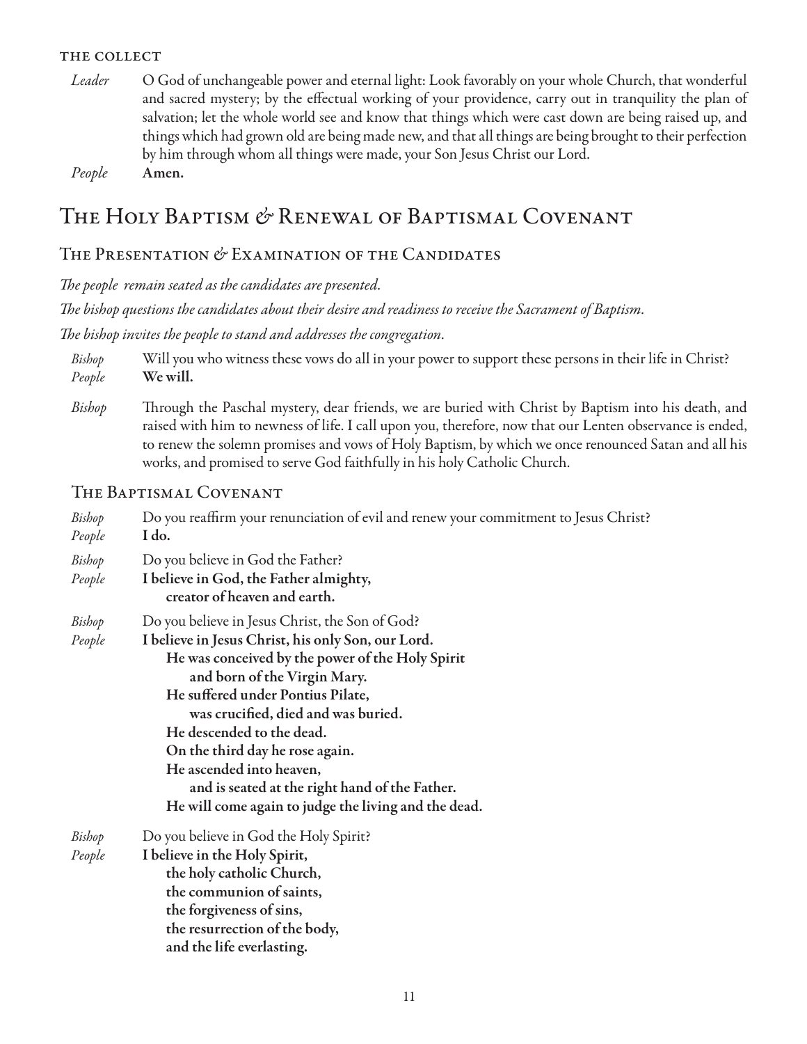#### THE COLLECT

*Leader* O God of unchangeable power and eternal light: Look favorably on your whole Church, that wonderful and sacred mystery; by the effectual working of your providence, carry out in tranquility the plan of salvation; let the whole world see and know that things which were cast down are being raised up, and things which had grown old are being made new, and that all things are being brought to their perfection by him through whom all things were made, your Son Jesus Christ our Lord.

*People* **Amen.**

# The Holy Baptism & Renewal of Baptismal Covenant

## The Presentation & Examination of the Candidates

*The people remain seated as the candidates are presented.*

*The bishop questions the candidates about their desire and readiness to receive the Sacrament of Baptism.*

*The bishop invites the people to stand and addresses the congregation.*

*Bishop* Will you who witness these vows do all in your power to support these persons in their life in Christ?

*People* **We will.**

*Bishop* Through the Paschal mystery, dear friends, we are buried with Christ by Baptism into his death, and raised with him to newness of life. I call upon you, therefore, now that our Lenten observance is ended, to renew the solemn promises and vows of Holy Baptism, by which we once renounced Satan and all his works, and promised to serve God faithfully in his holy Catholic Church.

## The Baptismal Covenant

*Bishop* Do you reaffirm your renunciation of evil and renew your commitment to Jesus Christ?

*People* **I do.**

*Bishop* Do you believe in God the Father?

*People* **I believe in God, the Father almighty,**
**creator of heaven and earth.**

*Bishop* Do you believe in Jesus Christ, the Son of God?

*People* **I believe in Jesus Christ, his only Son, our Lord.**
**He was conceived by the power of the Holy Spirit**
**and born of the Virgin Mary.**
**He suffered under Pontius Pilate,**
**was crucified, died and was buried.**
**He descended to the dead.**
**On the third day he rose again.**
**He ascended into heaven,**
**and is seated at the right hand of the Father.**
**He will come again to judge the living and the dead.**

*Bishop* Do you believe in God the Holy Spirit?

*People* **I believe in the Holy Spirit,**
**the holy catholic Church,**
**the communion of saints,**
**the forgiveness of sins,**
**the resurrection of the body,**
**and the life everlasting.**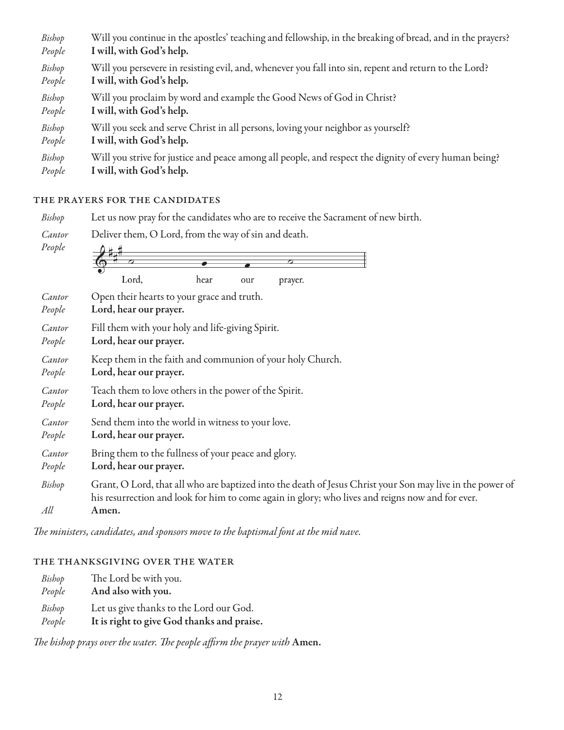*Bishop* Will you continue in the apostles' teaching and fellowship, in the breaking of bread, and in the prayers?
*People* **I will, with God's help.**

*Bishop* Will you persevere in resisting evil, and, whenever you fall into sin, repent and return to the Lord?
*People* **I will, with God's help.**

*Bishop* Will you proclaim by word and example the Good News of God in Christ?
*People* **I will, with God's help.**

*Bishop* Will you seek and serve Christ in all persons, loving your neighbor as yourself?
*People* **I will, with God's help.**

*Bishop* Will you strive for justice and peace among all people, and respect the dignity of every human being?
*People* **I will, with God's help.**

### THE PRAYERS FOR THE CANDIDATES

*Bishop* Let us now pray for the candidates who are to receive the Sacrament of new birth.

*Cantor* Deliver them, O Lord, from the way of sin and death.
*People* Lord, hear our prayer.

*Cantor* Open their hearts to your grace and truth.
*People* **Lord, hear our prayer.**

*Cantor* Fill them with your holy and life-giving Spirit.
*People* **Lord, hear our prayer.**

*Cantor* Keep them in the faith and communion of your holy Church.
*People* **Lord, hear our prayer.**

*Cantor* Teach them to love others in the power of the Spirit.
*People* **Lord, hear our prayer.**

*Cantor* Send them into the world in witness to your love.
*People* **Lord, hear our prayer.**

*Cantor* Bring them to the fullness of your peace and glory.
*People* **Lord, hear our prayer.**

*Bishop* Grant, O Lord, that all who are baptized into the death of Jesus Christ your Son may live in the power of his resurrection and look for him to come again in glory; who lives and reigns now and for ever.
*All* **Amen.**

*The ministers, candidates, and sponsors move to the baptismal font at the mid nave.*

### THE THANKSGIVING OVER THE WATER

*Bishop* The Lord be with you.
*People* **And also with you.**

*Bishop* Let us give thanks to the Lord our God.
*People* **It is right to give God thanks and praise.**

*The bishop prays over the water. The people affirm the prayer with* **Amen.**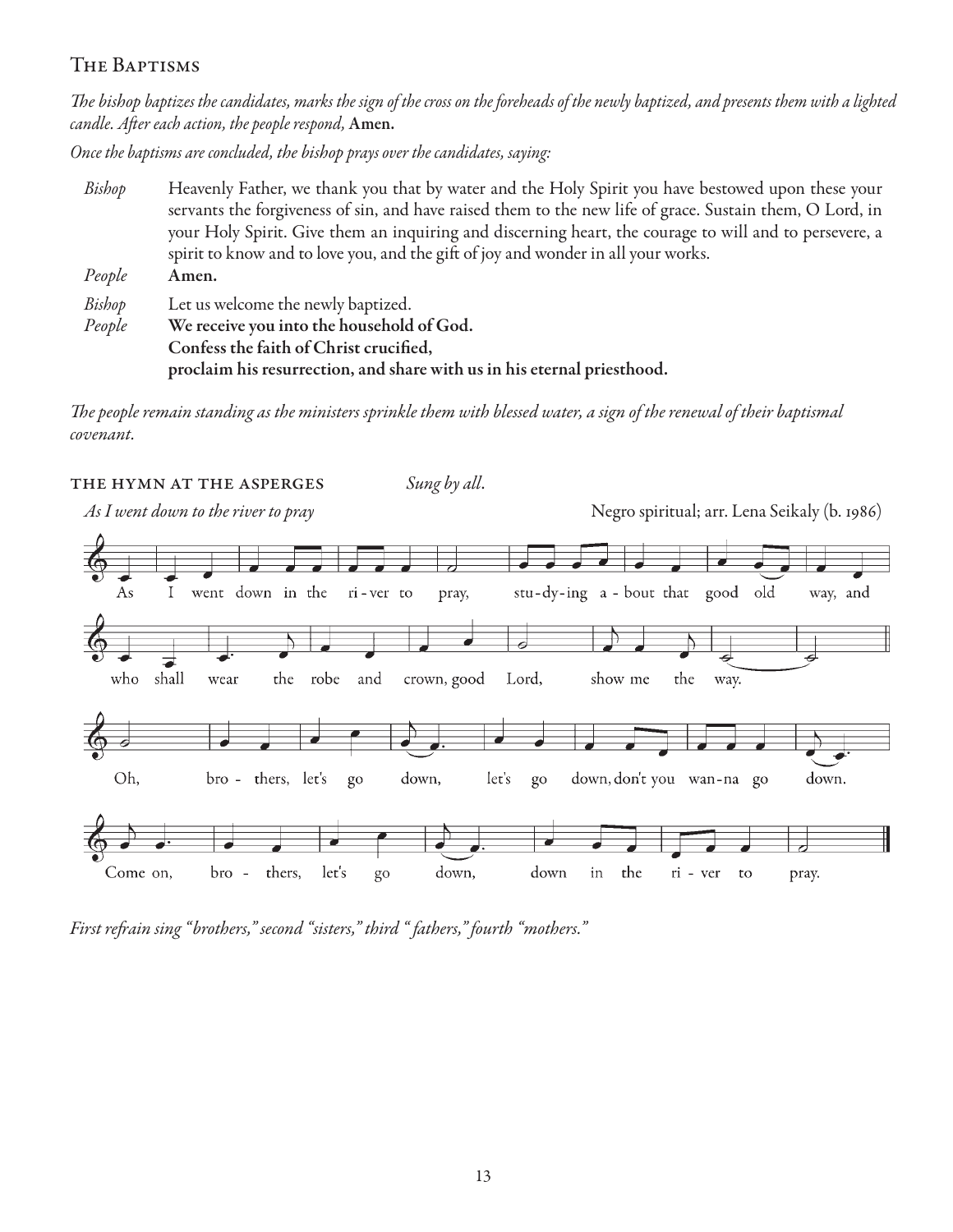## The Baptisms

*The bishop baptizes the candidates, marks the sign of the cross on the foreheads of the newly baptized, and presents them with a lighted candle. After each action, the people respond,* **Amen.**

*Once the baptisms are concluded, the bishop prays over the candidates, saying:*

*Bishop* Heavenly Father, we thank you that by water and the Holy Spirit you have bestowed upon these your servants the forgiveness of sin, and have raised them to the new life of grace. Sustain them, O Lord, in your Holy Spirit. Give them an inquiring and discerning heart, the courage to will and to persevere, a spirit to know and to love you, and the gift of joy and wonder in all your works.

*People* **Amen.**

*Bishop* Let us welcome the newly baptized.

*People* **We receive you into the household of God.**
**Confess the faith of Christ crucified,**
**proclaim his resurrection, and share with us in his eternal priesthood.**

*The people remain standing as the ministers sprinkle them with blessed water, a sign of the renewal of their baptismal covenant.*

### The Hymn at the Asperges *Sung by all.*

*As I went down to the river to pray* — Negro spiritual; arr. Lena Seikaly (b. 1986)

As I went down in the river to pray, studying about that good old way, and who shall wear the robe and crown, good Lord, show me the way.

Oh, brothers, let's go down, let's go down, don't you wanna go down. Come on, brothers, let's go down, down in the river to pray.

*First refrain sing "brothers," second "sisters," third "fathers," fourth "mothers."*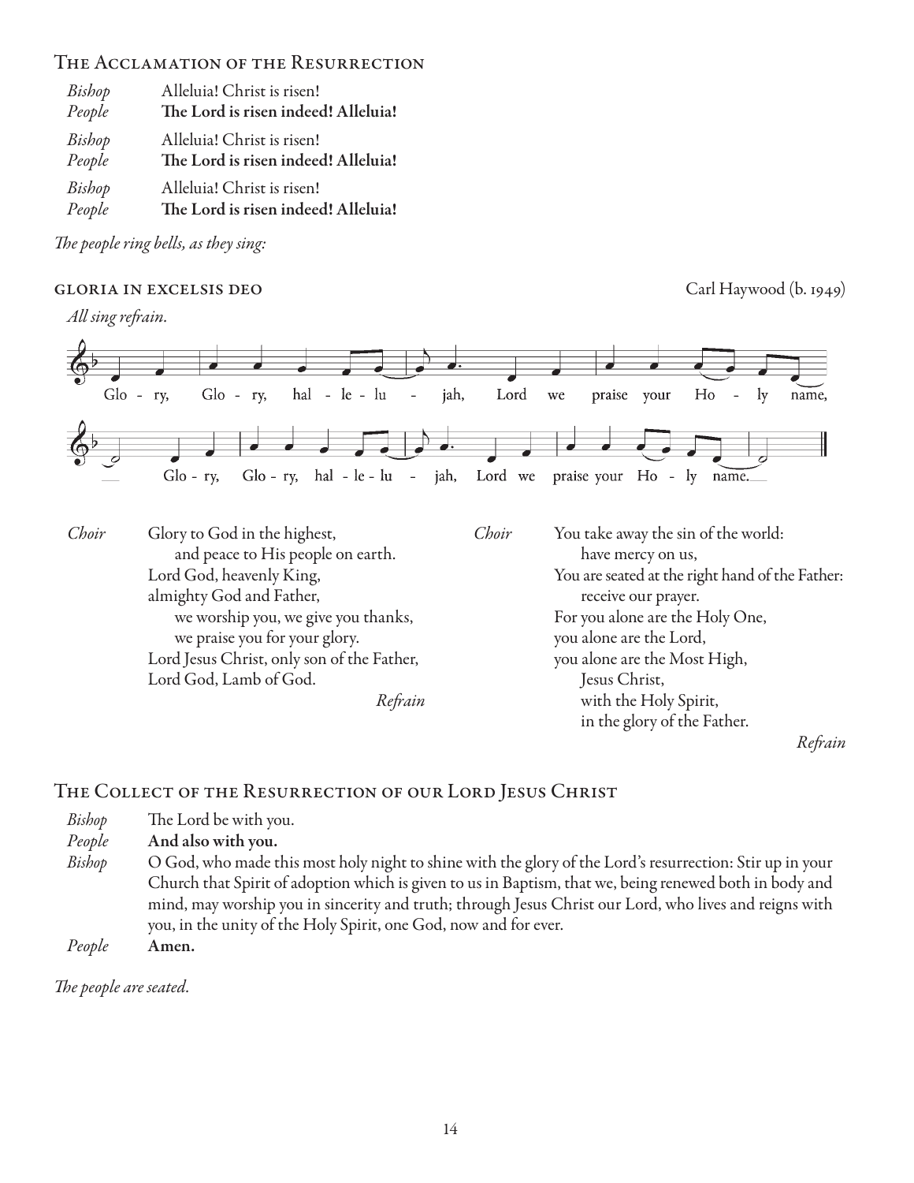## The Acclamation of the Resurrection

*Bishop* Alleluia! Christ is risen!
*People* **The Lord is risen indeed! Alleluia!**

*Bishop* Alleluia! Christ is risen!
*People* **The Lord is risen indeed! Alleluia!**

*Bishop* Alleluia! Christ is risen!
*People* **The Lord is risen indeed! Alleluia!**

*The people ring bells, as they sing:*

### GLORIA IN EXCELSIS DEO

Carl Haywood (b. 1949)

*All sing refrain.*

Glo - ry, Glo - ry, hal - le - lu - jah, Lord we praise your Ho - ly name,
Glo - ry, Glo - ry, hal - le - lu - jah, Lord we praise your Ho - ly name.

*Choir*
Glory to God in the highest,
and peace to His people on earth.
Lord God, heavenly King,
almighty God and Father,
we worship you, we give you thanks,
we praise you for your glory.
Lord Jesus Christ, only son of the Father,
Lord God, Lamb of God.

*Refrain*

*Choir*
You take away the sin of the world:
have mercy on us,
You are seated at the right hand of the Father:
receive our prayer.
For you alone are the Holy One,
you alone are the Lord,
you alone are the Most High,
Jesus Christ,
with the Holy Spirit,
in the glory of the Father.

*Refrain*

## The Collect of the Resurrection of our Lord Jesus Christ

*Bishop* The Lord be with you.
*People* **And also with you.**
*Bishop* O God, who made this most holy night to shine with the glory of the Lord's resurrection: Stir up in your Church that Spirit of adoption which is given to us in Baptism, that we, being renewed both in body and mind, may worship you in sincerity and truth; through Jesus Christ our Lord, who lives and reigns with you, in the unity of the Holy Spirit, one God, now and for ever.
*People* **Amen.**

*The people are seated.*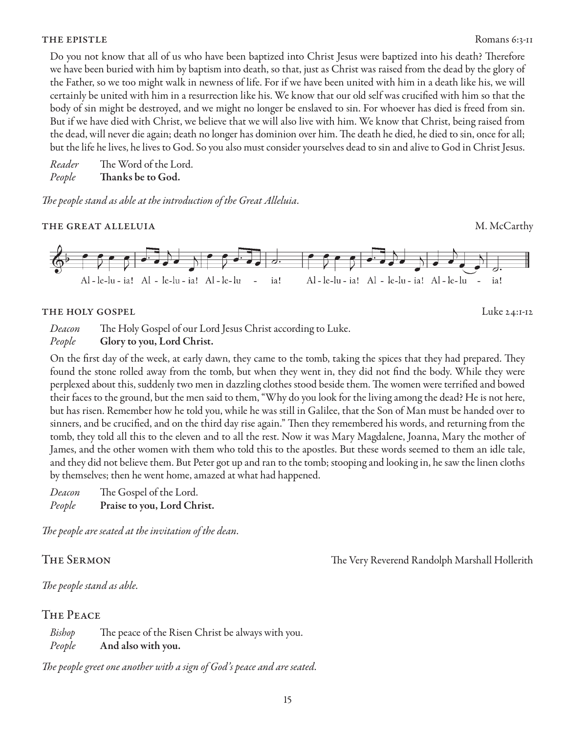### THE EPISTLE — Romans 6:3-11

Do you not know that all of us who have been baptized into Christ Jesus were baptized into his death? Therefore we have been buried with him by baptism into death, so that, just as Christ was raised from the dead by the glory of the Father, so we too might walk in newness of life. For if we have been united with him in a death like his, we will certainly be united with him in a resurrection like his. We know that our old self was crucified with him so that the body of sin might be destroyed, and we might no longer be enslaved to sin. For whoever has died is freed from sin. But if we have died with Christ, we believe that we will also live with him. We know that Christ, being raised from the dead, will never die again; death no longer has dominion over him. The death he died, he died to sin, once for all; but the life he lives, he lives to God. So you also must consider yourselves dead to sin and alive to God in Christ Jesus.

*Reader* The Word of the Lord.
*People* **Thanks be to God.**

*The people stand as able at the introduction of the Great Alleluia.*

### THE GREAT ALLELUIA — M. McCarthy

Al-le-lu-ia! Al-le-lu-ia! Al-le-lu - ia! Al-le-lu-ia! Al-le-lu-ia! Al-le-lu - ia!

### THE HOLY GOSPEL — Luke 24:1-12

*Deacon* The Holy Gospel of our Lord Jesus Christ according to Luke.
*People* **Glory to you, Lord Christ.**

On the first day of the week, at early dawn, they came to the tomb, taking the spices that they had prepared. They found the stone rolled away from the tomb, but when they went in, they did not find the body. While they were perplexed about this, suddenly two men in dazzling clothes stood beside them. The women were terrified and bowed their faces to the ground, but the men said to them, "Why do you look for the living among the dead? He is not here, but has risen. Remember how he told you, while he was still in Galilee, that the Son of Man must be handed over to sinners, and be crucified, and on the third day rise again." Then they remembered his words, and returning from the tomb, they told all this to the eleven and to all the rest. Now it was Mary Magdalene, Joanna, Mary the mother of James, and the other women with them who told this to the apostles. But these words seemed to them an idle tale, and they did not believe them. But Peter got up and ran to the tomb; stooping and looking in, he saw the linen cloths by themselves; then he went home, amazed at what had happened.

*Deacon* The Gospel of the Lord.
*People* **Praise to you, Lord Christ.**

*The people are seated at the invitation of the dean.*

## The Sermon — The Very Reverend Randolph Marshall Hollerith

*The people stand as able.*

## The Peace

*Bishop* The peace of the Risen Christ be always with you.
*People* **And also with you.**

*The people greet one another with a sign of God's peace and are seated.*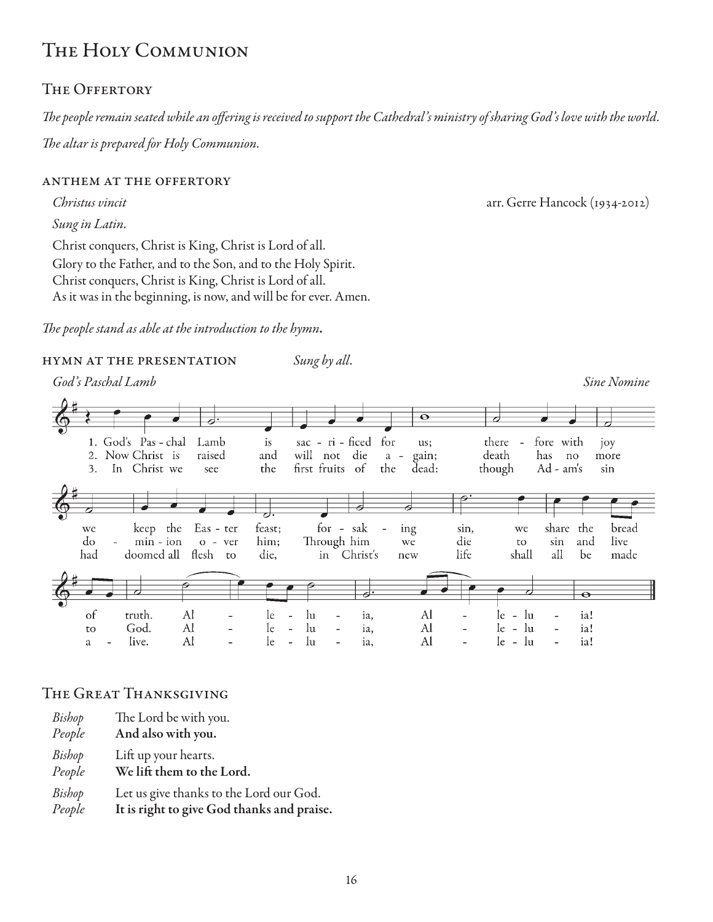# The Holy Communion

## The Offertory

*The people remain seated while an offering is received to support the Cathedral's ministry of sharing God's love with the world.*

*The altar is prepared for Holy Communion.*

### Anthem at the Offertory

*Christus vincit* arr. Gerre Hancock (1934-2012)

*Sung in Latin.*

Christ conquers, Christ is King, Christ is Lord of all.
Glory to the Father, and to the Son, and to the Holy Spirit.
Christ conquers, Christ is King, Christ is Lord of all.
As it was in the beginning, is now, and will be for ever. Amen.

*The people stand as able at the introduction to the hymn.*

### Hymn at the Presentation *Sung by all.*

*God's Paschal Lamb* *Sine Nomine*

1. God's Paschal Lamb is sacrificed for us; therefore with joy we keep the Easter feast; forsaking sin, we share the bread of truth. Alleluia, Alleluia!
2. Now Christ is raised and will not die again; death has no more dominion over him; Through him we die to sin and live to God. Alleluia, Alleluia!
3. In Christ we see the first fruits of the dead: though Adam's sin had doomed all flesh to die, in Christ's new life shall all be made alive. Alleluia, Alleluia!

## The Great Thanksgiving

*Bishop* The Lord be with you.
*People* **And also with you.**

*Bishop* Lift up your hearts.
*People* **We lift them to the Lord.**

*Bishop* Let us give thanks to the Lord our God.
*People* **It is right to give God thanks and praise.**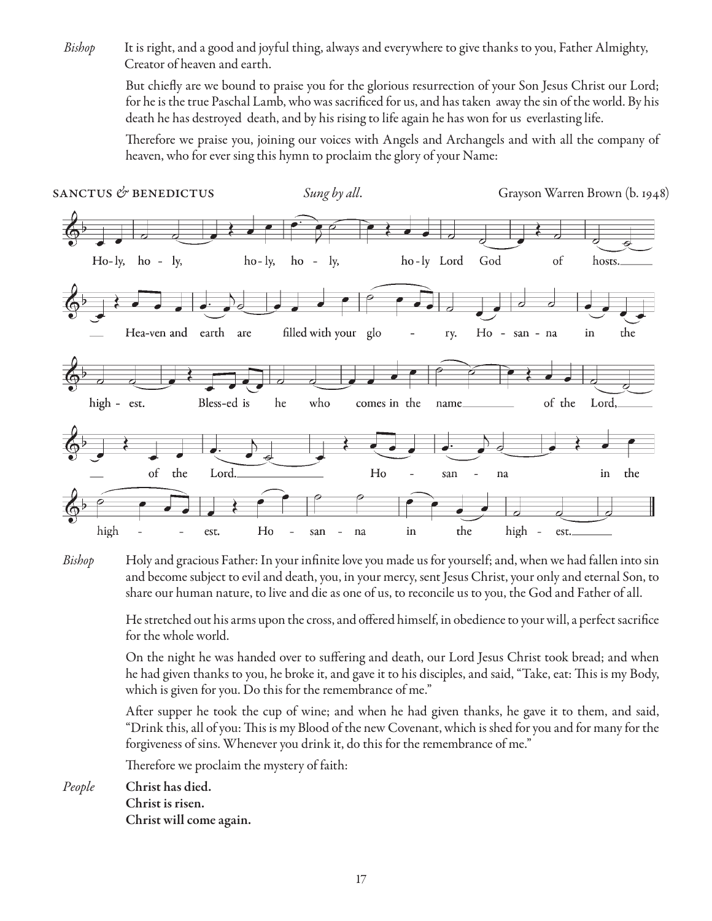*Bishop* It is right, and a good and joyful thing, always and everywhere to give thanks to you, Father Almighty, Creator of heaven and earth.

But chiefly are we bound to praise you for the glorious resurrection of your Son Jesus Christ our Lord; for he is the true Paschal Lamb, who was sacrificed for us, and has taken away the sin of the world. By his death he has destroyed death, and by his rising to life again he has won for us everlasting life.

Therefore we praise you, joining our voices with Angels and Archangels and with all the company of heaven, who for ever sing this hymn to proclaim the glory of your Name:

SANCTUS & BENEDICTUS *Sung by all.* Grayson Warren Brown (b. 1948)

Holy, holy, holy, holy, holy Lord God of hosts. Heaven and earth are filled with your glory. Hosanna in the highest. Blessed is he who comes in the name of the Lord, of the Lord. Hosanna in the highest. Hosanna in the highest.

*Bishop* Holy and gracious Father: In your infinite love you made us for yourself; and, when we had fallen into sin and become subject to evil and death, you, in your mercy, sent Jesus Christ, your only and eternal Son, to share our human nature, to live and die as one of us, to reconcile us to you, the God and Father of all.

He stretched out his arms upon the cross, and offered himself, in obedience to your will, a perfect sacrifice for the whole world.

On the night he was handed over to suffering and death, our Lord Jesus Christ took bread; and when he had given thanks to you, he broke it, and gave it to his disciples, and said, "Take, eat: This is my Body, which is given for you. Do this for the remembrance of me."

After supper he took the cup of wine; and when he had given thanks, he gave it to them, and said, "Drink this, all of you: This is my Blood of the new Covenant, which is shed for you and for many for the forgiveness of sins. Whenever you drink it, do this for the remembrance of me."

Therefore we proclaim the mystery of faith:

*People* **Christ has died.**
**Christ is risen.**
**Christ will come again.**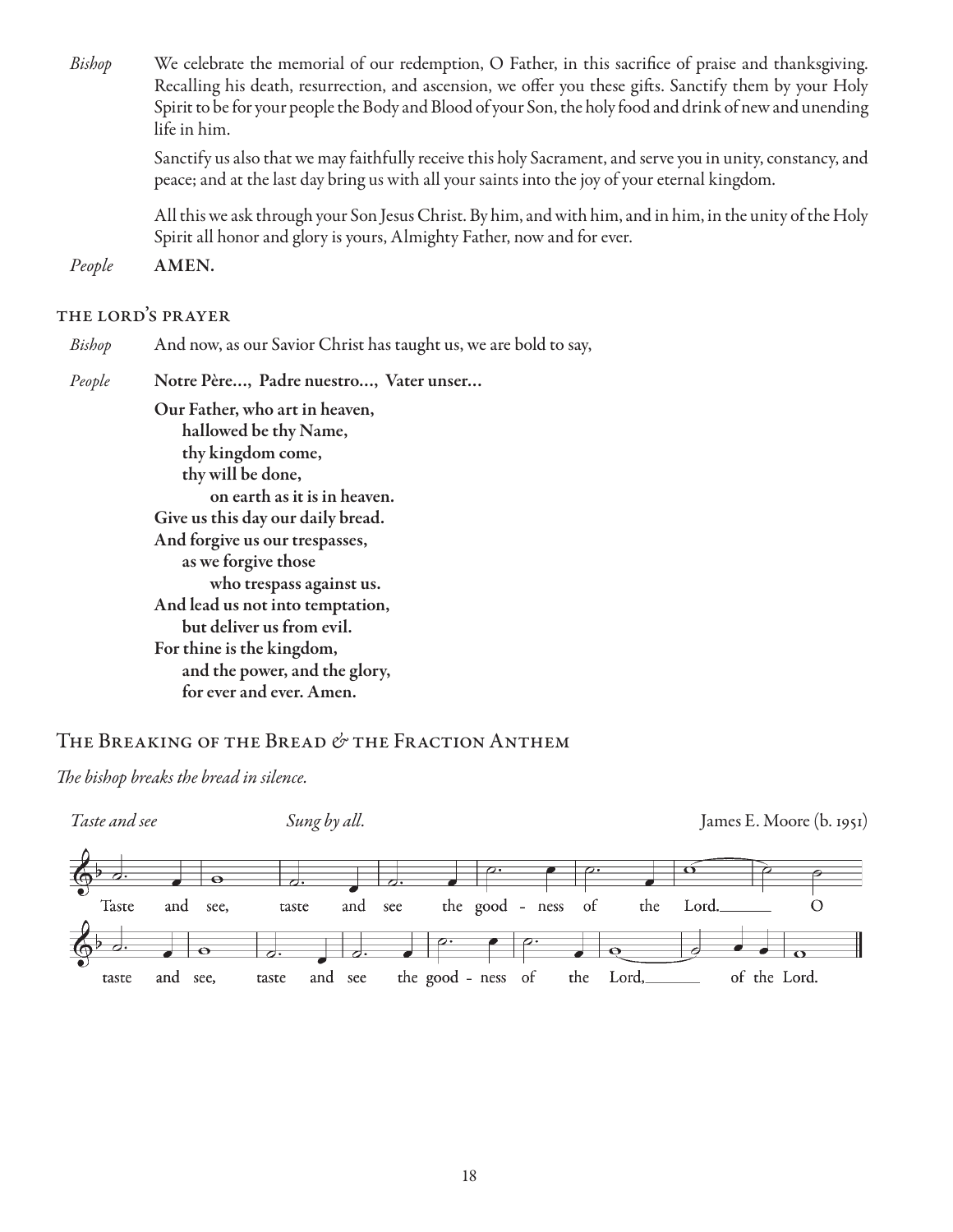*Bishop* We celebrate the memorial of our redemption, O Father, in this sacrifice of praise and thanksgiving. Recalling his death, resurrection, and ascension, we offer you these gifts. Sanctify them by your Holy Spirit to be for your people the Body and Blood of your Son, the holy food and drink of new and unending life in him.

Sanctify us also that we may faithfully receive this holy Sacrament, and serve you in unity, constancy, and peace; and at the last day bring us with all your saints into the joy of your eternal kingdom.

All this we ask through your Son Jesus Christ. By him, and with him, and in him, in the unity of the Holy Spirit all honor and glory is yours, Almighty Father, now and for ever.

*People* **AMEN.**

## THE LORD'S PRAYER

*Bishop* And now, as our Savior Christ has taught us, we are bold to say,

*People* **Notre Père…, Padre nuestro…, Vater unser…**

**Our Father, who art in heaven,**
**hallowed be thy Name,**
**thy kingdom come,**
**thy will be done,**
**on earth as it is in heaven.**
**Give us this day our daily bread.**
**And forgive us our trespasses,**
**as we forgive those**
**who trespass against us.**
**And lead us not into temptation,**
**but deliver us from evil.**
**For thine is the kingdom,**
**and the power, and the glory,**
**for ever and ever. Amen.**

## The Breaking of the Bread & the Fraction Anthem

*The bishop breaks the bread in silence.*

*Taste and see* *Sung by all.* James E. Moore (b. 1951)

Taste and see, taste and see the good - ness of the Lord. O taste and see, taste and see the good - ness of the Lord, of the Lord.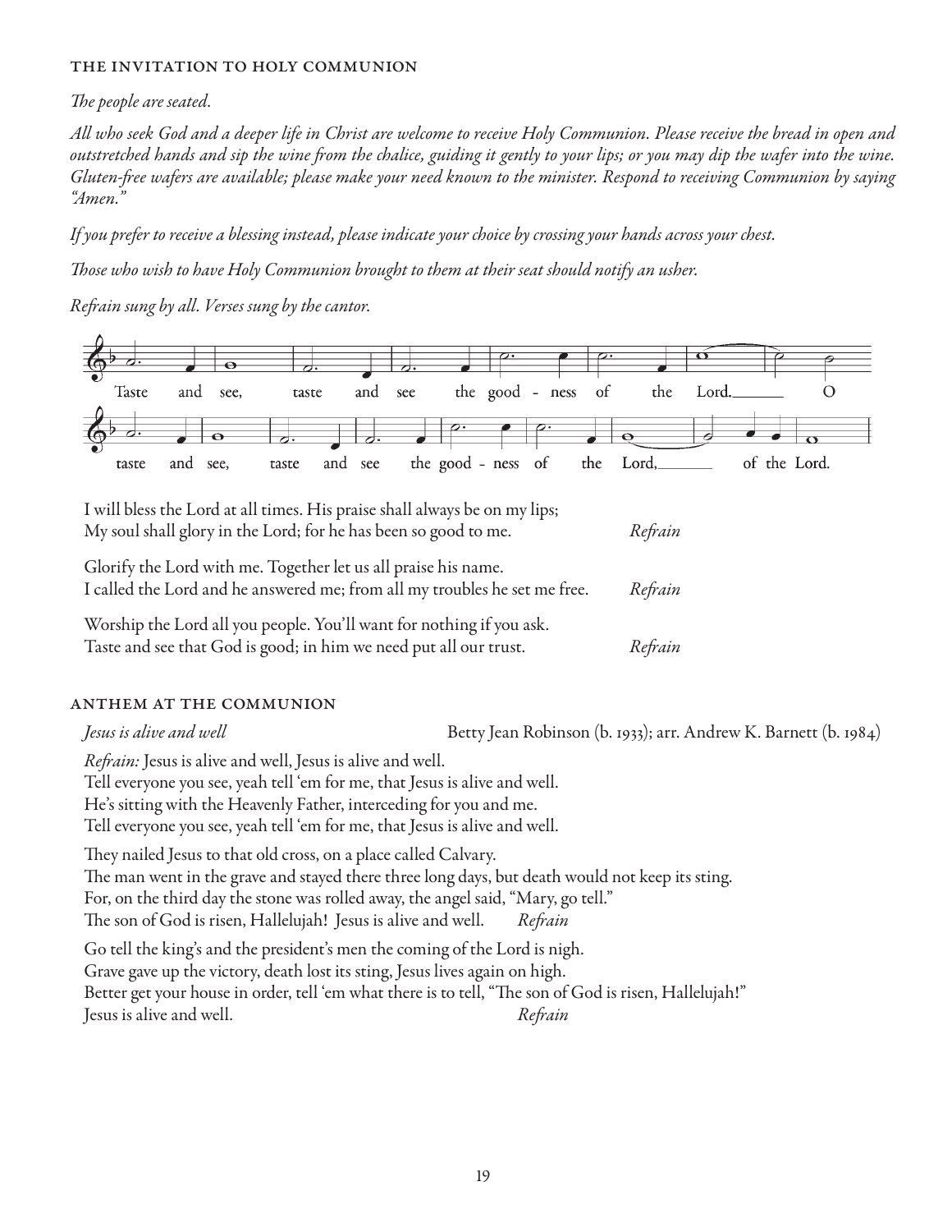### THE INVITATION TO HOLY COMMUNION

*The people are seated.*

*All who seek God and a deeper life in Christ are welcome to receive Holy Communion. Please receive the bread in open and outstretched hands and sip the wine from the chalice, guiding it gently to your lips; or you may dip the wafer into the wine. Gluten-free wafers are available; please make your need known to the minister. Respond to receiving Communion by saying "Amen."*

*If you prefer to receive a blessing instead, please indicate your choice by crossing your hands across your chest.*

*Those who wish to have Holy Communion brought to them at their seat should notify an usher.*

*Refrain sung by all. Verses sung by the cantor.*

Taste and see, taste and see the good - ness of the Lord.\_\_\_\_\_\_ O taste and see, taste and see the good - ness of the Lord,\_\_\_\_\_\_ of the Lord.

I will bless the Lord at all times. His praise shall always be on my lips;
My soul shall glory in the Lord; for he has been so good to me. *Refrain*

Glorify the Lord with me. Together let us all praise his name.
I called the Lord and he answered me; from all my troubles he set me free. *Refrain*

Worship the Lord all you people. You'll want for nothing if you ask.
Taste and see that God is good; in him we need put all our trust. *Refrain*

### ANTHEM AT THE COMMUNION

*Jesus is alive and well* — Betty Jean Robinson (b. 1933); arr. Andrew K. Barnett (b. 1984)

*Refrain:* Jesus is alive and well, Jesus is alive and well.
Tell everyone you see, yeah tell 'em for me, that Jesus is alive and well.
He's sitting with the Heavenly Father, interceding for you and me.
Tell everyone you see, yeah tell 'em for me, that Jesus is alive and well.

They nailed Jesus to that old cross, on a place called Calvary.
The man went in the grave and stayed there three long days, but death would not keep its sting.
For, on the third day the stone was rolled away, the angel said, "Mary, go tell."
The son of God is risen, Hallelujah! Jesus is alive and well. *Refrain*

Go tell the king's and the president's men the coming of the Lord is nigh.
Grave gave up the victory, death lost its sting, Jesus lives again on high.
Better get your house in order, tell 'em what there is to tell, "The son of God is risen, Hallelujah!"
Jesus is alive and well. *Refrain*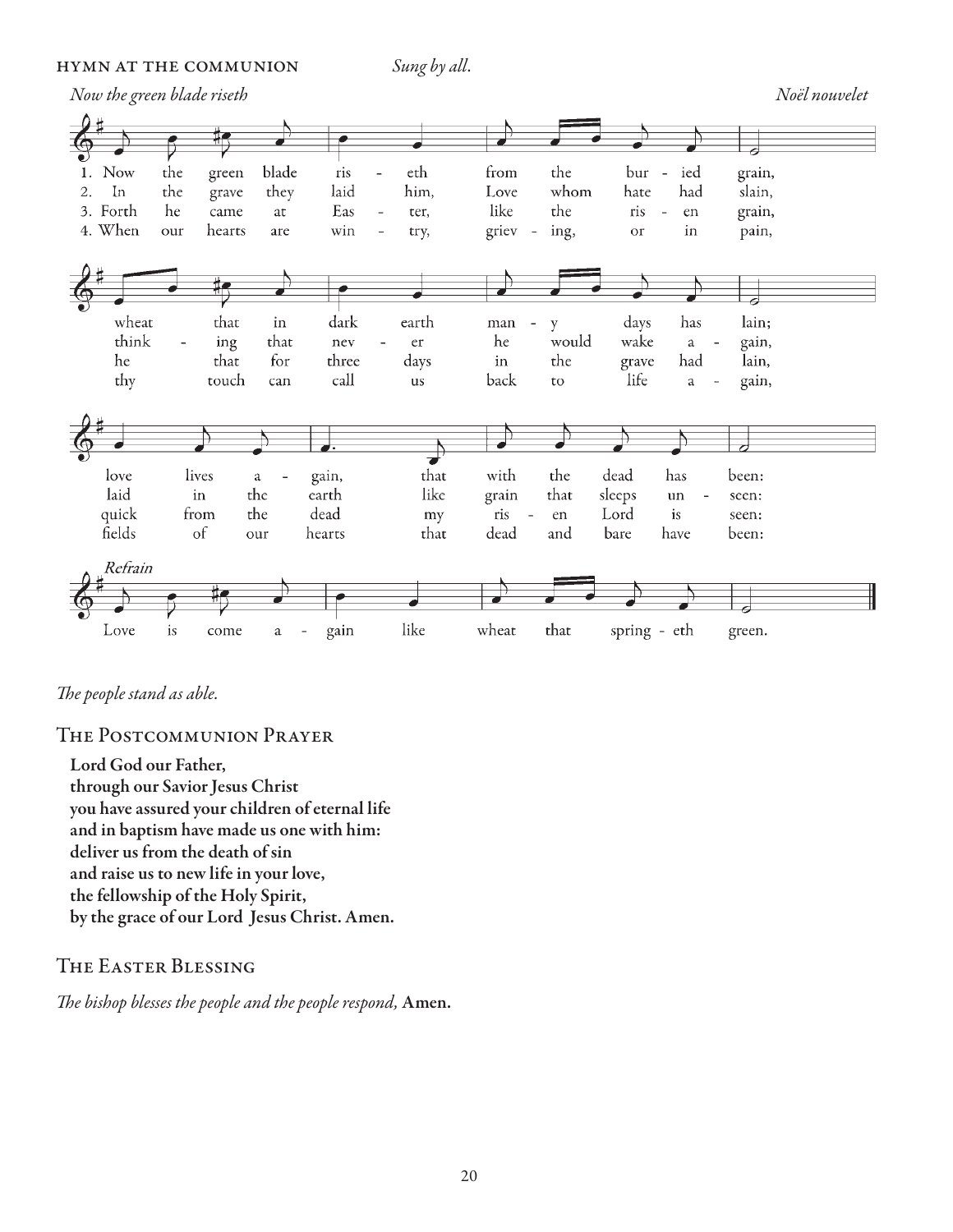HYMN AT THE COMMUNION *Sung by all.*

*Now the green blade riseth* *Noël nouvelet*

1. Now the green blade riseth from the buried grain,
wheat that in dark earth many days has lain;
love lives again, that with the dead has been:
*Refrain*
Love is come again like wheat that springeth green.

2. In the grave they laid him, Love whom hate had slain,
thinking that never he would wake again,
laid in the earth like grain that sleeps unseen:

3. Forth he came at Easter, like the risen grain,
he that for three days in the grave had lain,
quick from the dead my risen Lord is seen:

4. When our hearts are wintry, grieving, or in pain,
thy touch can call us back to life again,
fields of our hearts that dead and bare have been:

*The people stand as able.*

## The Postcommunion Prayer

**Lord God our Father,**
**through our Savior Jesus Christ**
**you have assured your children of eternal life**
**and in baptism have made us one with him:**
**deliver us from the death of sin**
**and raise us to new life in your love,**
**the fellowship of the Holy Spirit,**
**by the grace of our Lord Jesus Christ. Amen.**

## The Easter Blessing

*The bishop blesses the people and the people respond,* **Amen.**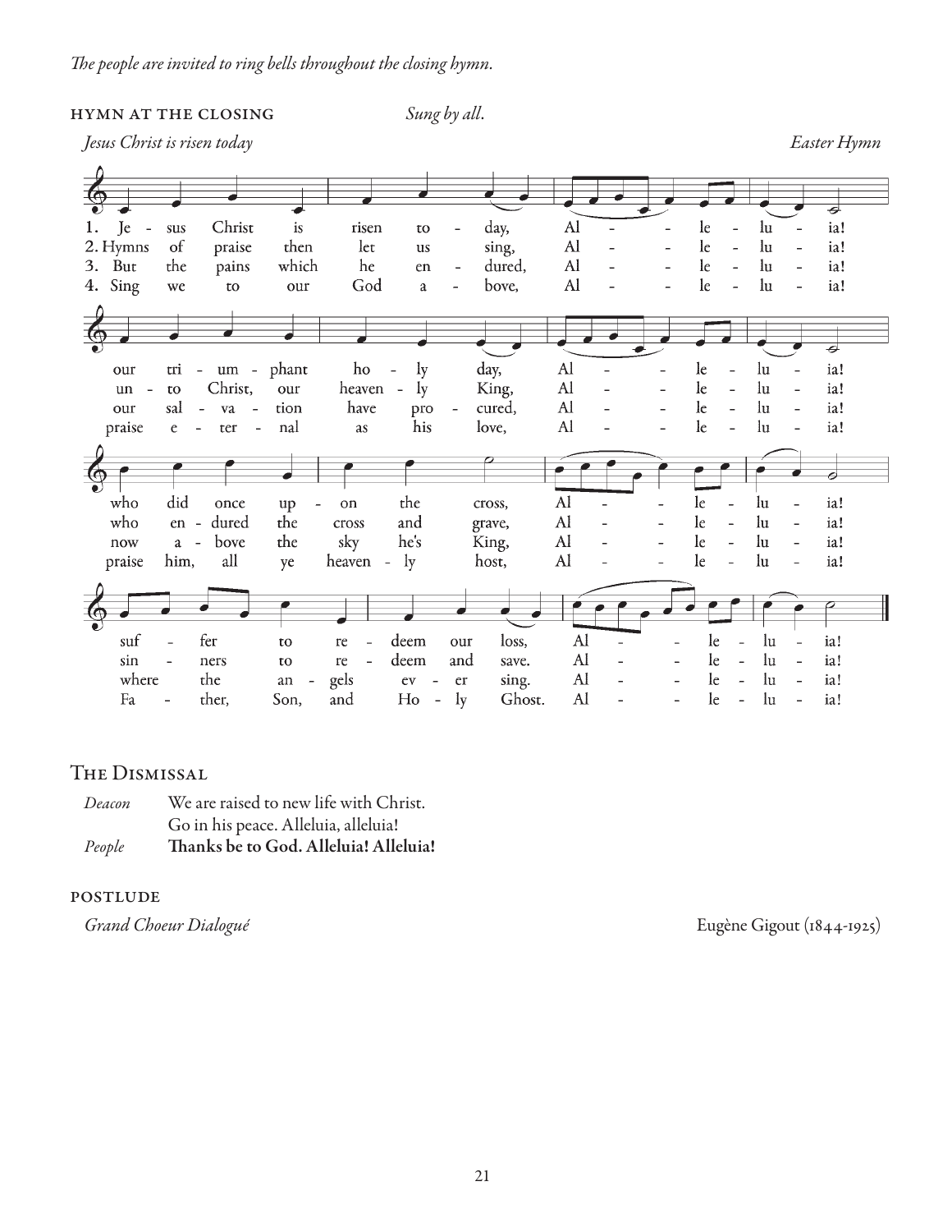*The people are invited to ring bells throughout the closing hymn.*

### HYMN AT THE CLOSING

*Sung by all.*

*Jesus Christ is risen today* — *Easter Hymn*

1. Jesus Christ is risen today, Alleluia!
our triumphant holy day, Alleluia!
who did once upon the cross, Alleluia!
suffer to redeem our loss, Alleluia!

2. Hymns of praise then let us sing, Alleluia!
unto Christ, our heavenly King, Alleluia!
who endured the cross and grave, Alleluia!
sinners to redeem and save. Alleluia!

3. But the pains which he endured, Alleluia!
our salvation have procured, Alleluia!
now above the sky he's King, Alleluia!
where the angels ever sing. Alleluia!

4. Sing we to our God above, Alleluia!
praise eternal as his love, Alleluia!
praise him, all ye heavenly host, Alleluia!
Father, Son, and Holy Ghost. Alleluia!

## The Dismissal

*Deacon* We are raised to new life with Christ.
Go in his peace. Alleluia, alleluia!

*People* **Thanks be to God. Alleluia! Alleluia!**

### POSTLUDE

*Grand Choeur Dialogué* — Eugène Gigout (1844-1925)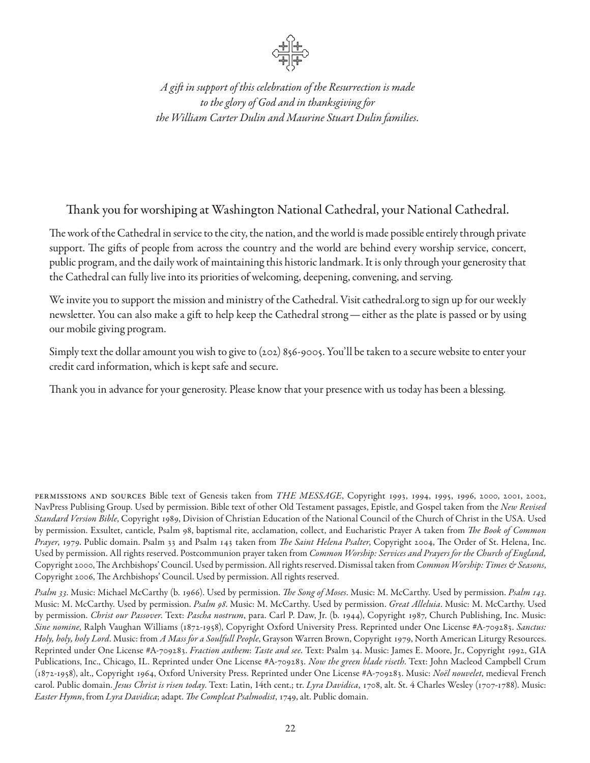*A gift in support of this celebration of the Resurrection is made to the glory of God and in thanksgiving for the William Carter Dulin and Maurine Stuart Dulin families.*

## Thank you for worshiping at Washington National Cathedral, your National Cathedral.

The work of the Cathedral in service to the city, the nation, and the world is made possible entirely through private support. The gifts of people from across the country and the world are behind every worship service, concert, public program, and the daily work of maintaining this historic landmark. It is only through your generosity that the Cathedral can fully live into its priorities of welcoming, deepening, convening, and serving.

We invite you to support the mission and ministry of the Cathedral. Visit cathedral.org to sign up for our weekly newsletter. You can also make a gift to help keep the Cathedral strong — either as the plate is passed or by using our mobile giving program.

Simply text the dollar amount you wish to give to (202) 856-9005. You'll be taken to a secure website to enter your credit card information, which is kept safe and secure.

Thank you in advance for your generosity. Please know that your presence with us today has been a blessing.

PERMISSIONS AND SOURCES Bible text of Genesis taken from *THE MESSAGE*, Copyright 1993, 1994, 1995, 1996, 2000, 2001, 2002, NavPress Publising Group. Used by permission. Bible text of other Old Testament passages, Epistle, and Gospel taken from the *New Revised Standard Version Bible*, Copyright 1989, Division of Christian Education of the National Council of the Church of Christ in the USA. Used by permission. Exsultet, canticle, Psalm 98, baptismal rite, acclamation, collect, and Eucharistic Prayer A taken from *The Book of Common Prayer*, 1979. Public domain. Psalm 33 and Psalm 143 taken from *The Saint Helena Psalter*, Copyright 2004, The Order of St. Helena, Inc. Used by permission. All rights reserved. Postcommunion prayer taken from *Common Worship: Services and Prayers for the Church of England,* Copyright 2000, The Archbishops' Council. Used by permission. All rights reserved. Dismissal taken from *Common Worship: Times & Seasons*, Copyright 2006, The Archbishops' Council. Used by permission. All rights reserved.

*Psalm 33*. Music: Michael McCarthy (b. 1966). Used by permission. *The Song of Moses*. Music: M. McCarthy. Used by permission. *Psalm 143*. Music: M. McCarthy. Used by permission. *Psalm 98*. Music: M. McCarthy. Used by permission. *Great Alleluia*. Music: M. McCarthy. Used by permission. *Christ our Passover*. Text: *Pascha nostrum*, para. Carl P. Daw, Jr. (b. 1944), Copyright 1987, Church Publishing, Inc. Music: *Sine nomine*, Ralph Vaughan Williams (1872-1958), Copyright Oxford University Press. Reprinted under One License #A-709283. *Sanctus: Holy, holy, holy Lord*. Music: from *A Mass for a Soulfull People*, Grayson Warren Brown, Copyright 1979, North American Liturgy Resources. Reprinted under One License #A-709283. *Fraction anthem*: *Taste and see*. Text: Psalm 34. Music: James E. Moore, Jr., Copyright 1992, GIA Publications, Inc., Chicago, IL. Reprinted under One License #A-709283. *Now the green blade riseth*. Text: John Macleod Campbell Crum (1872-1958), alt., Copyright 1964, Oxford University Press. Reprinted under One License #A-709283. Music: *Noël nouvelet*, medieval French carol. Public domain. *Jesus Christ is risen today*. Text: Latin, 14th cent.; tr. *Lyra Davidica*, 1708, alt. St. 4 Charles Wesley (1707-1788). Music: *Easter Hymn*, from *Lyra Davidica*; adapt. *The Compleat Psalmodist*, 1749, alt. Public domain.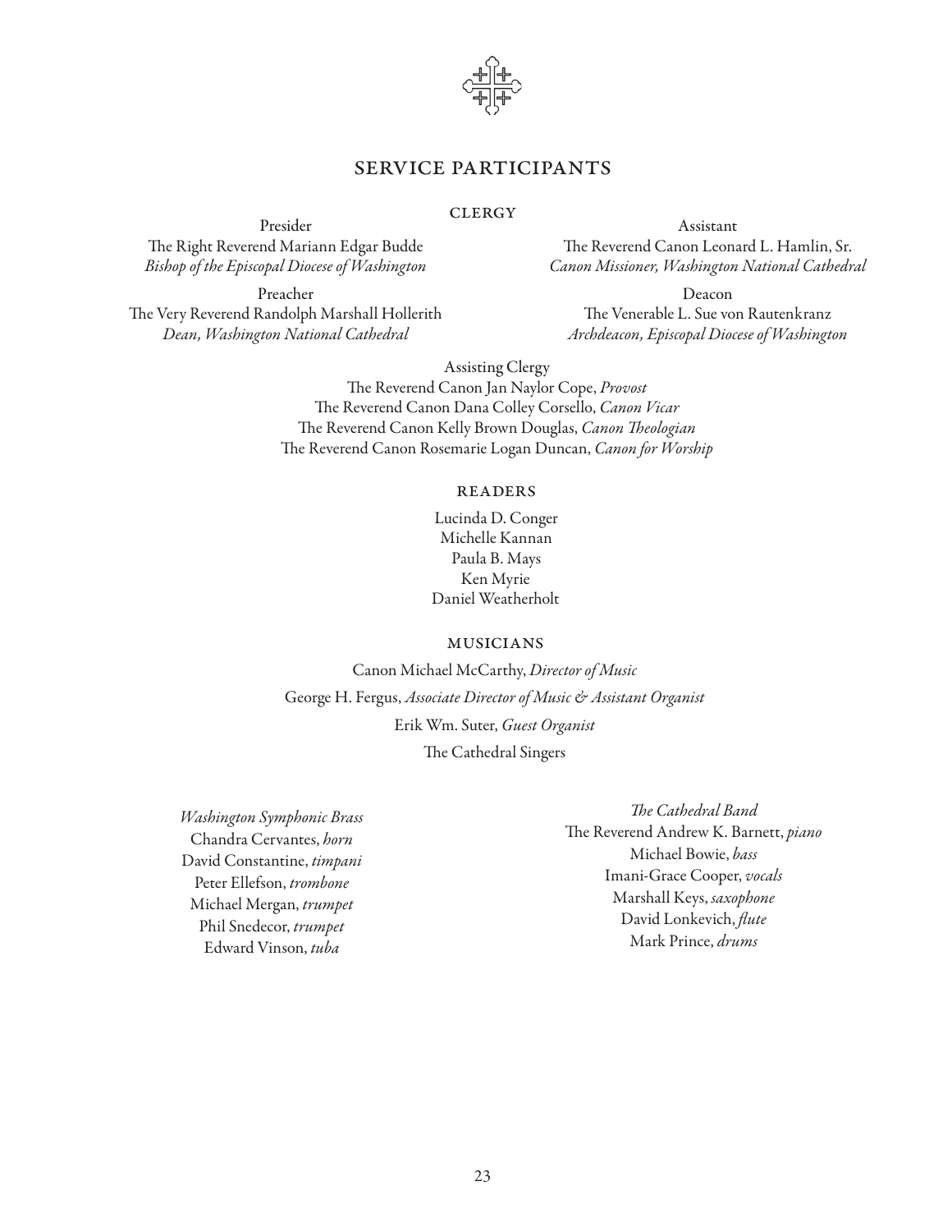## SERVICE PARTICIPANTS

### CLERGY

Presider
The Right Reverend Mariann Edgar Budde
*Bishop of the Episcopal Diocese of Washington*

Assistant
The Reverend Canon Leonard L. Hamlin, Sr.
*Canon Missioner, Washington National Cathedral*

Preacher
The Very Reverend Randolph Marshall Hollerith
*Dean, Washington National Cathedral*

Deacon
The Venerable L. Sue von Rautenkranz
*Archdeacon, Episcopal Diocese of Washington*

Assisting Clergy
The Reverend Canon Jan Naylor Cope, *Provost*
The Reverend Canon Dana Colley Corsello, *Canon Vicar*
The Reverend Canon Kelly Brown Douglas, *Canon Theologian*
The Reverend Canon Rosemarie Logan Duncan, *Canon for Worship*

### READERS

Lucinda D. Conger
Michelle Kannan
Paula B. Mays
Ken Myrie
Daniel Weatherholt

### MUSICIANS

Canon Michael McCarthy, *Director of Music*

George H. Fergus, *Associate Director of Music & Assistant Organist*

Erik Wm. Suter, *Guest Organist*

The Cathedral Singers

*Washington Symphonic Brass*
Chandra Cervantes, *horn*
David Constantine, *timpani*
Peter Ellefson, *trombone*
Michael Mergan, *trumpet*
Phil Snedecor, *trumpet*
Edward Vinson, *tuba*

*The Cathedral Band*
The Reverend Andrew K. Barnett, *piano*
Michael Bowie, *bass*
Imani-Grace Cooper, *vocals*
Marshall Keys, *saxophone*
David Lonkevich, *flute*
Mark Prince, *drums*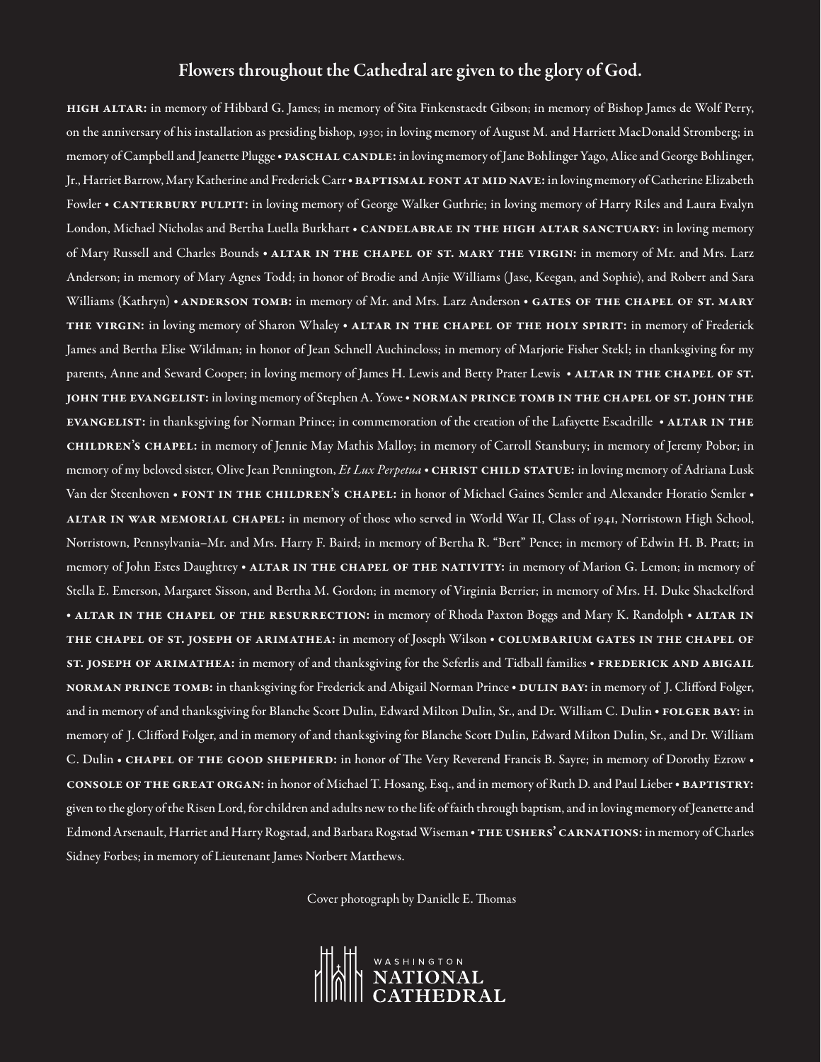## Flowers throughout the Cathedral are given to the glory of God.

**HIGH ALTAR:** in memory of Hibbard G. James; in memory of Sita Finkenstaedt Gibson; in memory of Bishop James de Wolf Perry, on the anniversary of his installation as presiding bishop, 1930; in loving memory of August M. and Harriett MacDonald Stromberg; in memory of Campbell and Jeanette Plugge • **PASCHAL CANDLE:** in loving memory of Jane Bohlinger Yago, Alice and George Bohlinger, Jr., Harriet Barrow, Mary Katherine and Frederick Carr • **BAPTISMAL FONT AT MID NAVE:** in loving memory of Catherine Elizabeth Fowler • **CANTERBURY PULPIT:** in loving memory of George Walker Guthrie; in loving memory of Harry Riles and Laura Evalyn London, Michael Nicholas and Bertha Luella Burkhart • **CANDELABRAE IN THE HIGH ALTAR SANCTUARY:** in loving memory of Mary Russell and Charles Bounds • **ALTAR IN THE CHAPEL OF ST. MARY THE VIRGIN:** in memory of Mr. and Mrs. Larz Anderson; in memory of Mary Agnes Todd; in honor of Brodie and Anjie Williams (Jase, Keegan, and Sophie), and Robert and Sara Williams (Kathryn) • **ANDERSON TOMB:** in memory of Mr. and Mrs. Larz Anderson • **GATES OF THE CHAPEL OF ST. MARY THE VIRGIN:** in loving memory of Sharon Whaley • **ALTAR IN THE CHAPEL OF THE HOLY SPIRIT:** in memory of Frederick James and Bertha Elise Wildman; in honor of Jean Schnell Auchincloss; in memory of Marjorie Fisher Stekl; in thanksgiving for my parents, Anne and Seward Cooper; in loving memory of James H. Lewis and Betty Prater Lewis • **ALTAR IN THE CHAPEL OF ST. JOHN THE EVANGELIST:** in loving memory of Stephen A. Yowe • **NORMAN PRINCE TOMB IN THE CHAPEL OF ST. JOHN THE EVANGELIST:** in thanksgiving for Norman Prince; in commemoration of the creation of the Lafayette Escadrille • **ALTAR IN THE CHILDREN'S CHAPEL:** in memory of Jennie May Mathis Malloy; in memory of Carroll Stansbury; in memory of Jeremy Pobor; in memory of my beloved sister, Olive Jean Pennington, *Et Lux Perpetua* • **CHRIST CHILD STATUE:** in loving memory of Adriana Lusk Van der Steenhoven • **FONT IN THE CHILDREN'S CHAPEL:** in honor of Michael Gaines Semler and Alexander Horatio Semler • **ALTAR IN WAR MEMORIAL CHAPEL:** in memory of those who served in World War II, Class of 1941, Norristown High School, Norristown, Pennsylvania–Mr. and Mrs. Harry F. Baird; in memory of Bertha R. "Bert" Pence; in memory of Edwin H. B. Pratt; in memory of John Estes Daughtrey • **ALTAR IN THE CHAPEL OF THE NATIVITY:** in memory of Marion G. Lemon; in memory of Stella E. Emerson, Margaret Sisson, and Bertha M. Gordon; in memory of Virginia Berrier; in memory of Mrs. H. Duke Shackelford • **ALTAR IN THE CHAPEL OF THE RESURRECTION:** in memory of Rhoda Paxton Boggs and Mary K. Randolph • **ALTAR IN THE CHAPEL OF ST. JOSEPH OF ARIMATHEA:** in memory of Joseph Wilson • **COLUMBARIUM GATES IN THE CHAPEL OF ST. JOSEPH OF ARIMATHEA:** in memory of and thanksgiving for the Seferlis and Tidball families • **FREDERICK AND ABIGAIL NORMAN PRINCE TOMB:** in thanksgiving for Frederick and Abigail Norman Prince • **DULIN BAY:** in memory of J. Clifford Folger, and in memory of and thanksgiving for Blanche Scott Dulin, Edward Milton Dulin, Sr., and Dr. William C. Dulin • **FOLGER BAY:** in memory of J. Clifford Folger, and in memory of and thanksgiving for Blanche Scott Dulin, Edward Milton Dulin, Sr., and Dr. William C. Dulin • **CHAPEL OF THE GOOD SHEPHERD:** in honor of The Very Reverend Francis B. Sayre; in memory of Dorothy Ezrow • **CONSOLE OF THE GREAT ORGAN:** in honor of Michael T. Hosang, Esq., and in memory of Ruth D. and Paul Lieber • **BAPTISTRY:** given to the glory of the Risen Lord, for children and adults new to the life of faith through baptism, and in loving memory of Jeanette and Edmond Arsenault, Harriet and Harry Rogstad, and Barbara Rogstad Wiseman • **THE USHERS' CARNATIONS:** in memory of Charles Sidney Forbes; in memory of Lieutenant James Norbert Matthews.

Cover photograph by Danielle E. Thomas

WASHINGTON NATIONAL CATHEDRAL